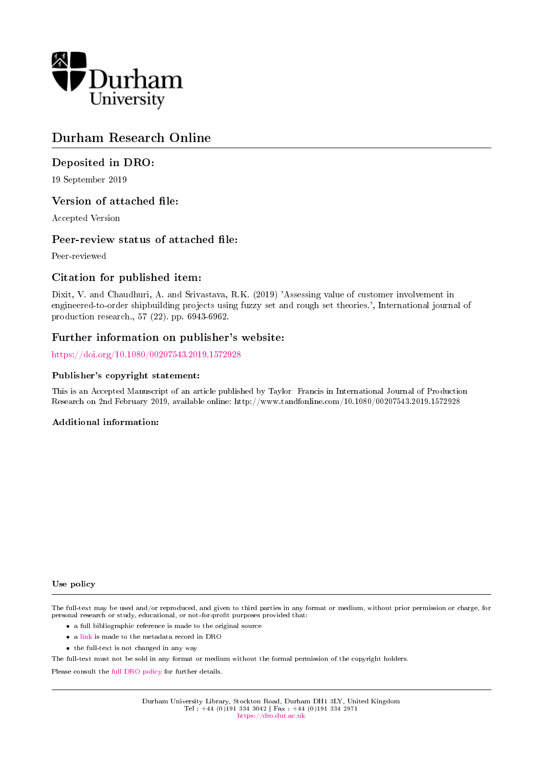Durham University

# Durham Research Online

## Deposited in DRO:

19 September 2019

## Version of attached file:

Accepted Version

## Peer-review status of attached file:

Peer-reviewed

## Citation for published item:

Dixit, V. and Chaudhuri, A. and Srivastava, R.K. (2019) 'Assessing value of customer involvement in engineered-to-order shipbuilding projects using fuzzy set and rough set theories.', International journal of production research., 57 (22). pp. 6943-6962.

## Further information on publisher's website:

https://doi.org/10.1080/00207543.2019.1572928

### Publisher's copyright statement:

This is an Accepted Manuscript of an article published by Taylor Francis in International Journal of Production Research on 2nd February 2019, available online: http://www.tandfonline.com/10.1080/00207543.2019.1572928

### Additional information:

### Use policy

The full-text may be used and/or reproduced, and given to third parties in any format or medium, without prior permission or charge, for personal research or study, educational, or not-for-profit purposes provided that:

- a full bibliographic reference is made to the original source
- a link is made to the metadata record in DRO
- the full-text is not changed in any way

The full-text must not be sold in any format or medium without the formal permission of the copyright holders.

Please consult the full DRO policy for further details.

Durham University Library, Stockton Road, Durham DH1 3LY, United Kingdom
Tel : +44 (0)191 334 3042 | Fax : +44 (0)191 334 2971
https://dro.dur.ac.uk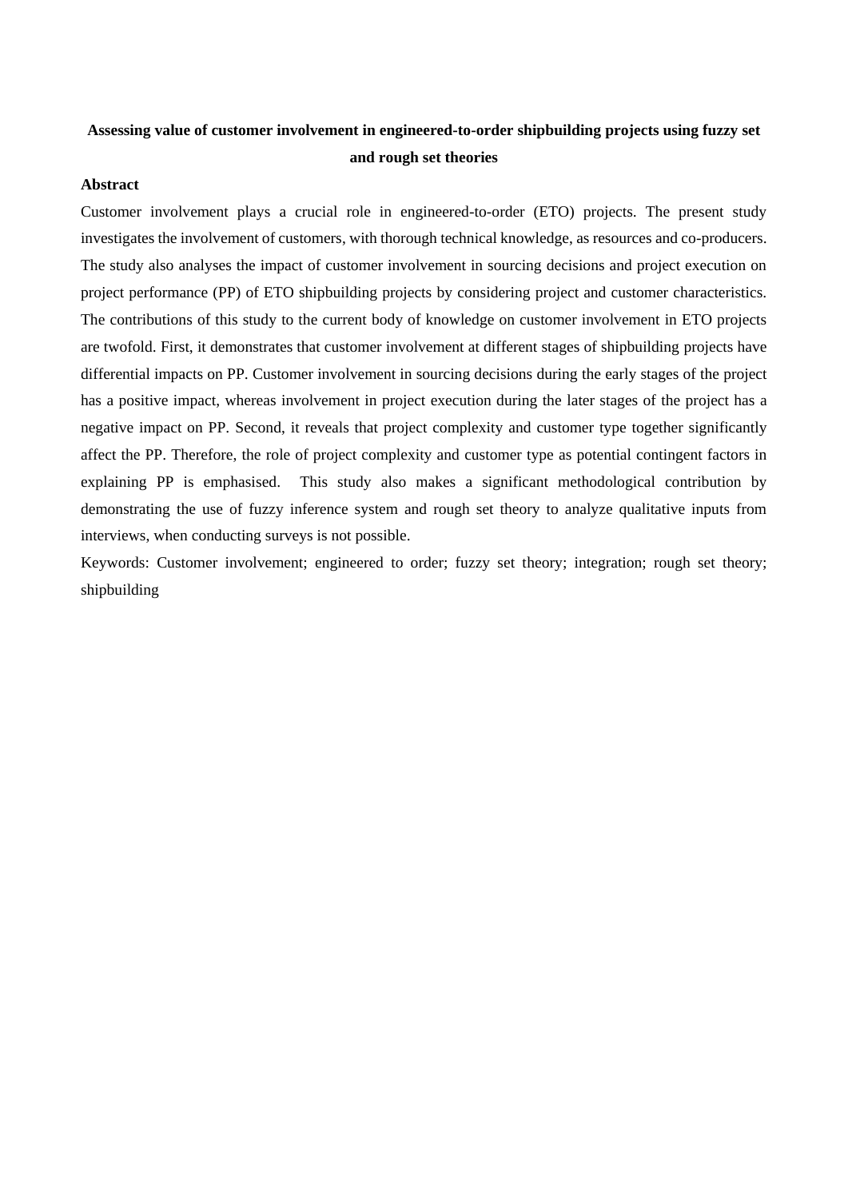# Assessing value of customer involvement in engineered-to-order shipbuilding projects using fuzzy set and rough set theories

## Abstract

Customer involvement plays a crucial role in engineered-to-order (ETO) projects. The present study investigates the involvement of customers, with thorough technical knowledge, as resources and co-producers. The study also analyses the impact of customer involvement in sourcing decisions and project execution on project performance (PP) of ETO shipbuilding projects by considering project and customer characteristics. The contributions of this study to the current body of knowledge on customer involvement in ETO projects are twofold. First, it demonstrates that customer involvement at different stages of shipbuilding projects have differential impacts on PP. Customer involvement in sourcing decisions during the early stages of the project has a positive impact, whereas involvement in project execution during the later stages of the project has a negative impact on PP. Second, it reveals that project complexity and customer type together significantly affect the PP. Therefore, the role of project complexity and customer type as potential contingent factors in explaining PP is emphasised. This study also makes a significant methodological contribution by demonstrating the use of fuzzy inference system and rough set theory to analyze qualitative inputs from interviews, when conducting surveys is not possible.

Keywords: Customer involvement; engineered to order; fuzzy set theory; integration; rough set theory; shipbuilding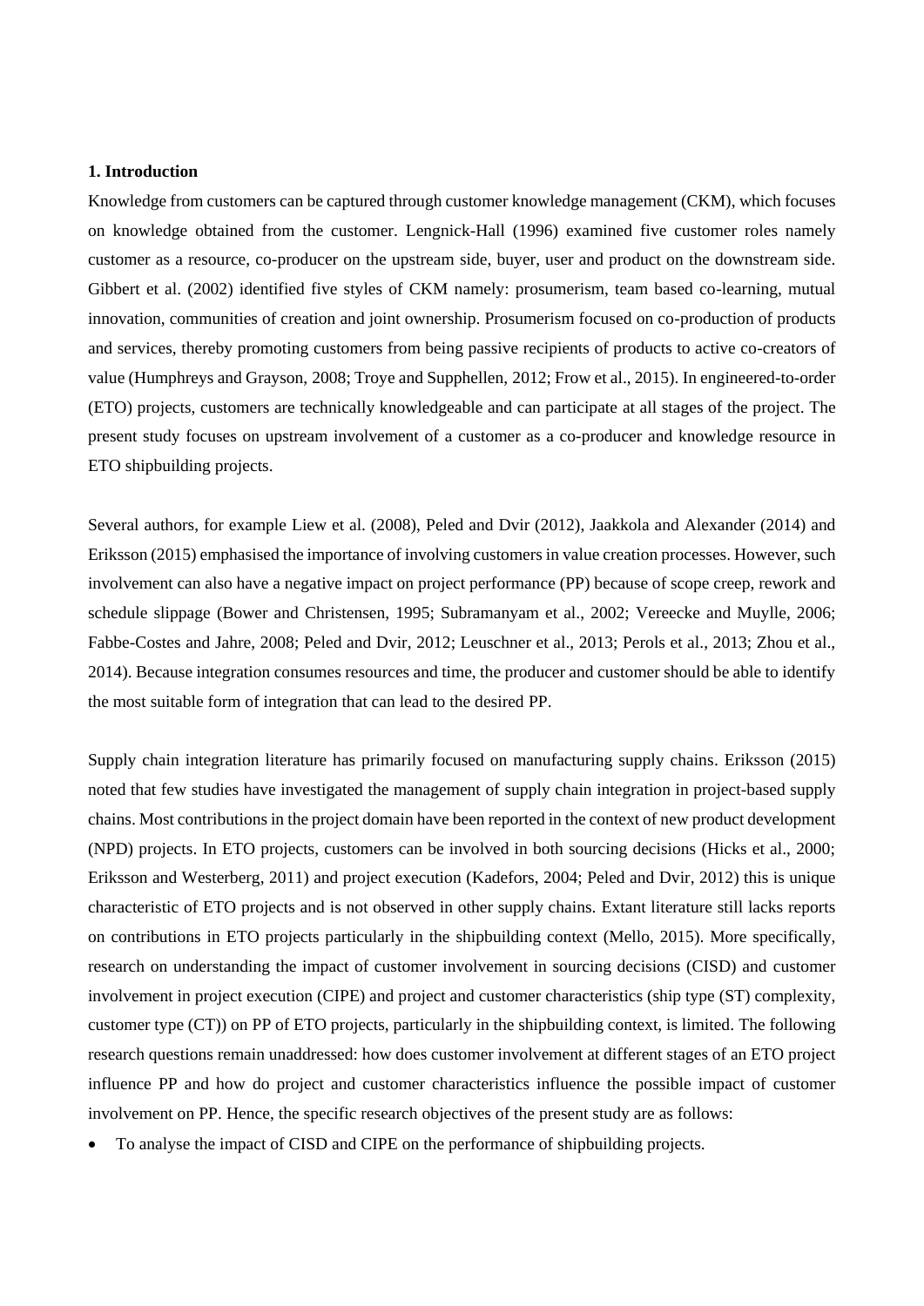## 1. Introduction

Knowledge from customers can be captured through customer knowledge management (CKM), which focuses on knowledge obtained from the customer. Lengnick-Hall (1996) examined five customer roles namely customer as a resource, co-producer on the upstream side, buyer, user and product on the downstream side. Gibbert et al. (2002) identified five styles of CKM namely: prosumerism, team based co-learning, mutual innovation, communities of creation and joint ownership. Prosumerism focused on co-production of products and services, thereby promoting customers from being passive recipients of products to active co-creators of value (Humphreys and Grayson, 2008; Troye and Supphellen, 2012; Frow et al., 2015). In engineered-to-order (ETO) projects, customers are technically knowledgeable and can participate at all stages of the project. The present study focuses on upstream involvement of a customer as a co-producer and knowledge resource in ETO shipbuilding projects.

Several authors, for example Liew et al. (2008), Peled and Dvir (2012), Jaakkola and Alexander (2014) and Eriksson (2015) emphasised the importance of involving customers in value creation processes. However, such involvement can also have a negative impact on project performance (PP) because of scope creep, rework and schedule slippage (Bower and Christensen, 1995; Subramanyam et al., 2002; Vereecke and Muylle, 2006; Fabbe-Costes and Jahre, 2008; Peled and Dvir, 2012; Leuschner et al., 2013; Perols et al., 2013; Zhou et al., 2014). Because integration consumes resources and time, the producer and customer should be able to identify the most suitable form of integration that can lead to the desired PP.

Supply chain integration literature has primarily focused on manufacturing supply chains. Eriksson (2015) noted that few studies have investigated the management of supply chain integration in project-based supply chains. Most contributions in the project domain have been reported in the context of new product development (NPD) projects. In ETO projects, customers can be involved in both sourcing decisions (Hicks et al., 2000; Eriksson and Westerberg, 2011) and project execution (Kadefors, 2004; Peled and Dvir, 2012) this is unique characteristic of ETO projects and is not observed in other supply chains. Extant literature still lacks reports on contributions in ETO projects particularly in the shipbuilding context (Mello, 2015). More specifically, research on understanding the impact of customer involvement in sourcing decisions (CISD) and customer involvement in project execution (CIPE) and project and customer characteristics (ship type (ST) complexity, customer type (CT)) on PP of ETO projects, particularly in the shipbuilding context, is limited. The following research questions remain unaddressed: how does customer involvement at different stages of an ETO project influence PP and how do project and customer characteristics influence the possible impact of customer involvement on PP. Hence, the specific research objectives of the present study are as follows:

- To analyse the impact of CISD and CIPE on the performance of shipbuilding projects.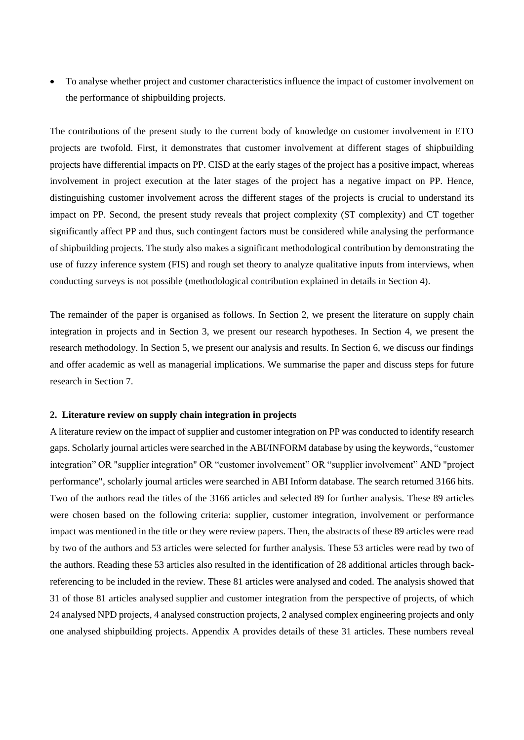- To analyse whether project and customer characteristics influence the impact of customer involvement on the performance of shipbuilding projects.

The contributions of the present study to the current body of knowledge on customer involvement in ETO projects are twofold. First, it demonstrates that customer involvement at different stages of shipbuilding projects have differential impacts on PP. CISD at the early stages of the project has a positive impact, whereas involvement in project execution at the later stages of the project has a negative impact on PP. Hence, distinguishing customer involvement across the different stages of the projects is crucial to understand its impact on PP. Second, the present study reveals that project complexity (ST complexity) and CT together significantly affect PP and thus, such contingent factors must be considered while analysing the performance of shipbuilding projects. The study also makes a significant methodological contribution by demonstrating the use of fuzzy inference system (FIS) and rough set theory to analyze qualitative inputs from interviews, when conducting surveys is not possible (methodological contribution explained in details in Section 4).

The remainder of the paper is organised as follows. In Section 2, we present the literature on supply chain integration in projects and in Section 3, we present our research hypotheses. In Section 4, we present the research methodology. In Section 5, we present our analysis and results. In Section 6, we discuss our findings and offer academic as well as managerial implications. We summarise the paper and discuss steps for future research in Section 7.

## 2. Literature review on supply chain integration in projects

A literature review on the impact of supplier and customer integration on PP was conducted to identify research gaps. Scholarly journal articles were searched in the ABI/INFORM database by using the keywords, "customer integration" OR "supplier integration" OR "customer involvement" OR "supplier involvement" AND "project performance", scholarly journal articles were searched in ABI Inform database. The search returned 3166 hits. Two of the authors read the titles of the 3166 articles and selected 89 for further analysis. These 89 articles were chosen based on the following criteria: supplier, customer integration, involvement or performance impact was mentioned in the title or they were review papers. Then, the abstracts of these 89 articles were read by two of the authors and 53 articles were selected for further analysis. These 53 articles were read by two of the authors. Reading these 53 articles also resulted in the identification of 28 additional articles through back-referencing to be included in the review. These 81 articles were analysed and coded. The analysis showed that 31 of those 81 articles analysed supplier and customer integration from the perspective of projects, of which 24 analysed NPD projects, 4 analysed construction projects, 2 analysed complex engineering projects and only one analysed shipbuilding projects. Appendix A provides details of these 31 articles. These numbers reveal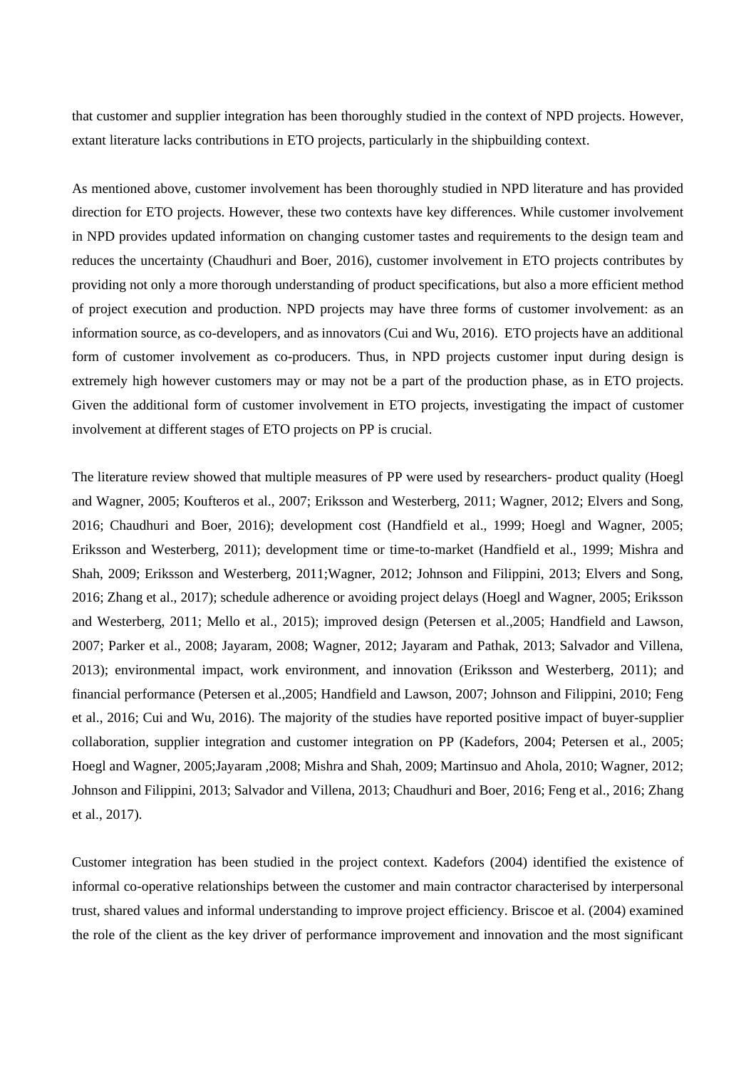that customer and supplier integration has been thoroughly studied in the context of NPD projects. However, extant literature lacks contributions in ETO projects, particularly in the shipbuilding context.

As mentioned above, customer involvement has been thoroughly studied in NPD literature and has provided direction for ETO projects. However, these two contexts have key differences. While customer involvement in NPD provides updated information on changing customer tastes and requirements to the design team and reduces the uncertainty (Chaudhuri and Boer, 2016), customer involvement in ETO projects contributes by providing not only a more thorough understanding of product specifications, but also a more efficient method of project execution and production. NPD projects may have three forms of customer involvement: as an information source, as co-developers, and as innovators (Cui and Wu, 2016). ETO projects have an additional form of customer involvement as co-producers. Thus, in NPD projects customer input during design is extremely high however customers may or may not be a part of the production phase, as in ETO projects. Given the additional form of customer involvement in ETO projects, investigating the impact of customer involvement at different stages of ETO projects on PP is crucial.

The literature review showed that multiple measures of PP were used by researchers- product quality (Hoegl and Wagner, 2005; Koufteros et al., 2007; Eriksson and Westerberg, 2011; Wagner, 2012; Elvers and Song, 2016; Chaudhuri and Boer, 2016); development cost (Handfield et al., 1999; Hoegl and Wagner, 2005; Eriksson and Westerberg, 2011); development time or time-to-market (Handfield et al., 1999; Mishra and Shah, 2009; Eriksson and Westerberg, 2011;Wagner, 2012; Johnson and Filippini, 2013; Elvers and Song, 2016; Zhang et al., 2017); schedule adherence or avoiding project delays (Hoegl and Wagner, 2005; Eriksson and Westerberg, 2011; Mello et al., 2015); improved design (Petersen et al.,2005; Handfield and Lawson, 2007; Parker et al., 2008; Jayaram, 2008; Wagner, 2012; Jayaram and Pathak, 2013; Salvador and Villena, 2013); environmental impact, work environment, and innovation (Eriksson and Westerberg, 2011); and financial performance (Petersen et al.,2005; Handfield and Lawson, 2007; Johnson and Filippini, 2010; Feng et al., 2016; Cui and Wu, 2016). The majority of the studies have reported positive impact of buyer-supplier collaboration, supplier integration and customer integration on PP (Kadefors, 2004; Petersen et al., 2005; Hoegl and Wagner, 2005;Jayaram ,2008; Mishra and Shah, 2009; Martinsuo and Ahola, 2010; Wagner, 2012; Johnson and Filippini, 2013; Salvador and Villena, 2013; Chaudhuri and Boer, 2016; Feng et al., 2016; Zhang et al., 2017).

Customer integration has been studied in the project context. Kadefors (2004) identified the existence of informal co-operative relationships between the customer and main contractor characterised by interpersonal trust, shared values and informal understanding to improve project efficiency. Briscoe et al. (2004) examined the role of the client as the key driver of performance improvement and innovation and the most significant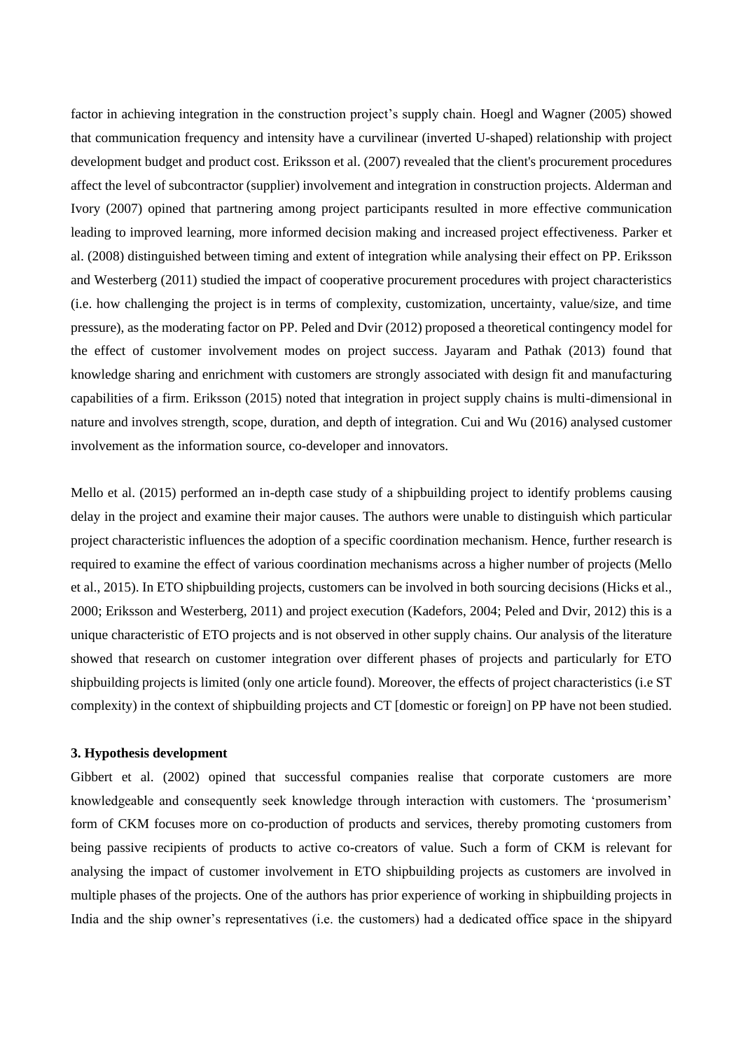factor in achieving integration in the construction project's supply chain. Hoegl and Wagner (2005) showed that communication frequency and intensity have a curvilinear (inverted U-shaped) relationship with project development budget and product cost. Eriksson et al. (2007) revealed that the client's procurement procedures affect the level of subcontractor (supplier) involvement and integration in construction projects. Alderman and Ivory (2007) opined that partnering among project participants resulted in more effective communication leading to improved learning, more informed decision making and increased project effectiveness. Parker et al. (2008) distinguished between timing and extent of integration while analysing their effect on PP. Eriksson and Westerberg (2011) studied the impact of cooperative procurement procedures with project characteristics (i.e. how challenging the project is in terms of complexity, customization, uncertainty, value/size, and time pressure), as the moderating factor on PP. Peled and Dvir (2012) proposed a theoretical contingency model for the effect of customer involvement modes on project success. Jayaram and Pathak (2013) found that knowledge sharing and enrichment with customers are strongly associated with design fit and manufacturing capabilities of a firm. Eriksson (2015) noted that integration in project supply chains is multi-dimensional in nature and involves strength, scope, duration, and depth of integration. Cui and Wu (2016) analysed customer involvement as the information source, co-developer and innovators.

Mello et al. (2015) performed an in-depth case study of a shipbuilding project to identify problems causing delay in the project and examine their major causes. The authors were unable to distinguish which particular project characteristic influences the adoption of a specific coordination mechanism. Hence, further research is required to examine the effect of various coordination mechanisms across a higher number of projects (Mello et al., 2015). In ETO shipbuilding projects, customers can be involved in both sourcing decisions (Hicks et al., 2000; Eriksson and Westerberg, 2011) and project execution (Kadefors, 2004; Peled and Dvir, 2012) this is a unique characteristic of ETO projects and is not observed in other supply chains. Our analysis of the literature showed that research on customer integration over different phases of projects and particularly for ETO shipbuilding projects is limited (only one article found). Moreover, the effects of project characteristics (i.e ST complexity) in the context of shipbuilding projects and CT [domestic or foreign] on PP have not been studied.

### 3. Hypothesis development

Gibbert et al. (2002) opined that successful companies realise that corporate customers are more knowledgeable and consequently seek knowledge through interaction with customers. The 'prosumerism' form of CKM focuses more on co-production of products and services, thereby promoting customers from being passive recipients of products to active co-creators of value. Such a form of CKM is relevant for analysing the impact of customer involvement in ETO shipbuilding projects as customers are involved in multiple phases of the projects. One of the authors has prior experience of working in shipbuilding projects in India and the ship owner's representatives (i.e. the customers) had a dedicated office space in the shipyard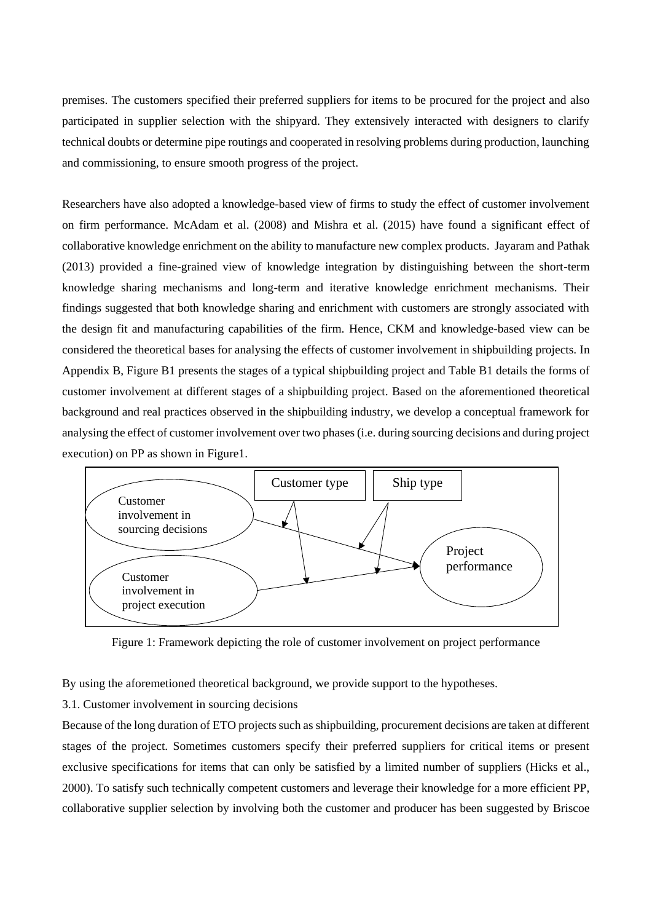premises. The customers specified their preferred suppliers for items to be procured for the project and also participated in supplier selection with the shipyard. They extensively interacted with designers to clarify technical doubts or determine pipe routings and cooperated in resolving problems during production, launching and commissioning, to ensure smooth progress of the project.

Researchers have also adopted a knowledge-based view of firms to study the effect of customer involvement on firm performance. McAdam et al. (2008) and Mishra et al. (2015) have found a significant effect of collaborative knowledge enrichment on the ability to manufacture new complex products. Jayaram and Pathak (2013) provided a fine-grained view of knowledge integration by distinguishing between the short-term knowledge sharing mechanisms and long-term and iterative knowledge enrichment mechanisms. Their findings suggested that both knowledge sharing and enrichment with customers are strongly associated with the design fit and manufacturing capabilities of the firm. Hence, CKM and knowledge-based view can be considered the theoretical bases for analysing the effects of customer involvement in shipbuilding projects. In Appendix B, Figure B1 presents the stages of a typical shipbuilding project and Table B1 details the forms of customer involvement at different stages of a shipbuilding project. Based on the aforementioned theoretical background and real practices observed in the shipbuilding industry, we develop a conceptual framework for analysing the effect of customer involvement over two phases (i.e. during sourcing decisions and during project execution) on PP as shown in Figure1.

Customer type | Ship type

Customer involvement in sourcing decisions

Customer involvement in project execution

Project performance

Figure 1: Framework depicting the role of customer involvement on project performance

By using the aforemetioned theoretical background, we provide support to the hypotheses.

3.1. Customer involvement in sourcing decisions

Because of the long duration of ETO projects such as shipbuilding, procurement decisions are taken at different stages of the project. Sometimes customers specify their preferred suppliers for critical items or present exclusive specifications for items that can only be satisfied by a limited number of suppliers (Hicks et al., 2000). To satisfy such technically competent customers and leverage their knowledge for a more efficient PP, collaborative supplier selection by involving both the customer and producer has been suggested by Briscoe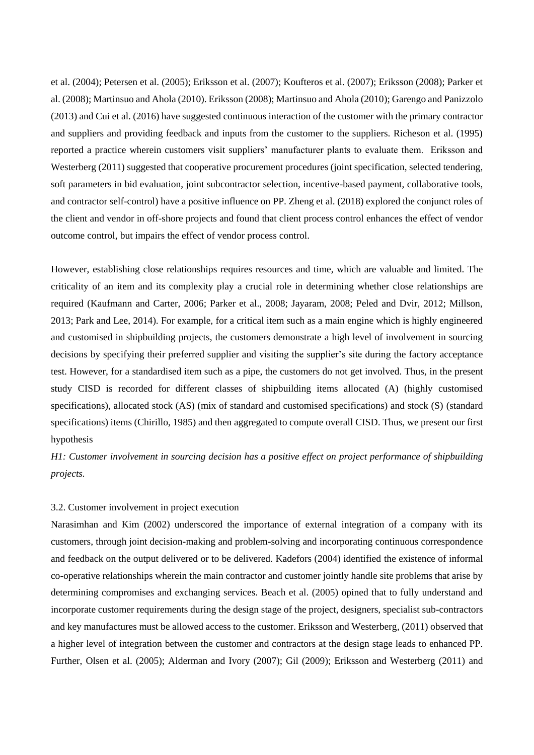et al. (2004); Petersen et al. (2005); Eriksson et al. (2007); Koufteros et al. (2007); Eriksson (2008); Parker et al. (2008); Martinsuo and Ahola (2010). Eriksson (2008); Martinsuo and Ahola (2010); Garengo and Panizzolo (2013) and Cui et al. (2016) have suggested continuous interaction of the customer with the primary contractor and suppliers and providing feedback and inputs from the customer to the suppliers. Richeson et al. (1995) reported a practice wherein customers visit suppliers' manufacturer plants to evaluate them. Eriksson and Westerberg (2011) suggested that cooperative procurement procedures (joint specification, selected tendering, soft parameters in bid evaluation, joint subcontractor selection, incentive-based payment, collaborative tools, and contractor self-control) have a positive influence on PP. Zheng et al. (2018) explored the conjunct roles of the client and vendor in off-shore projects and found that client process control enhances the effect of vendor outcome control, but impairs the effect of vendor process control.

However, establishing close relationships requires resources and time, which are valuable and limited. The criticality of an item and its complexity play a crucial role in determining whether close relationships are required (Kaufmann and Carter, 2006; Parker et al., 2008; Jayaram, 2008; Peled and Dvir, 2012; Millson, 2013; Park and Lee, 2014). For example, for a critical item such as a main engine which is highly engineered and customised in shipbuilding projects, the customers demonstrate a high level of involvement in sourcing decisions by specifying their preferred supplier and visiting the supplier's site during the factory acceptance test. However, for a standardised item such as a pipe, the customers do not get involved. Thus, in the present study CISD is recorded for different classes of shipbuilding items allocated (A) (highly customised specifications), allocated stock (AS) (mix of standard and customised specifications) and stock (S) (standard specifications) items (Chirillo, 1985) and then aggregated to compute overall CISD. Thus, we present our first hypothesis

*H1: Customer involvement in sourcing decision has a positive effect on project performance of shipbuilding projects.*

### 3.2. Customer involvement in project execution

Narasimhan and Kim (2002) underscored the importance of external integration of a company with its customers, through joint decision-making and problem-solving and incorporating continuous correspondence and feedback on the output delivered or to be delivered. Kadefors (2004) identified the existence of informal co-operative relationships wherein the main contractor and customer jointly handle site problems that arise by determining compromises and exchanging services. Beach et al. (2005) opined that to fully understand and incorporate customer requirements during the design stage of the project, designers, specialist sub-contractors and key manufactures must be allowed access to the customer. Eriksson and Westerberg, (2011) observed that a higher level of integration between the customer and contractors at the design stage leads to enhanced PP. Further, Olsen et al. (2005); Alderman and Ivory (2007); Gil (2009); Eriksson and Westerberg (2011) and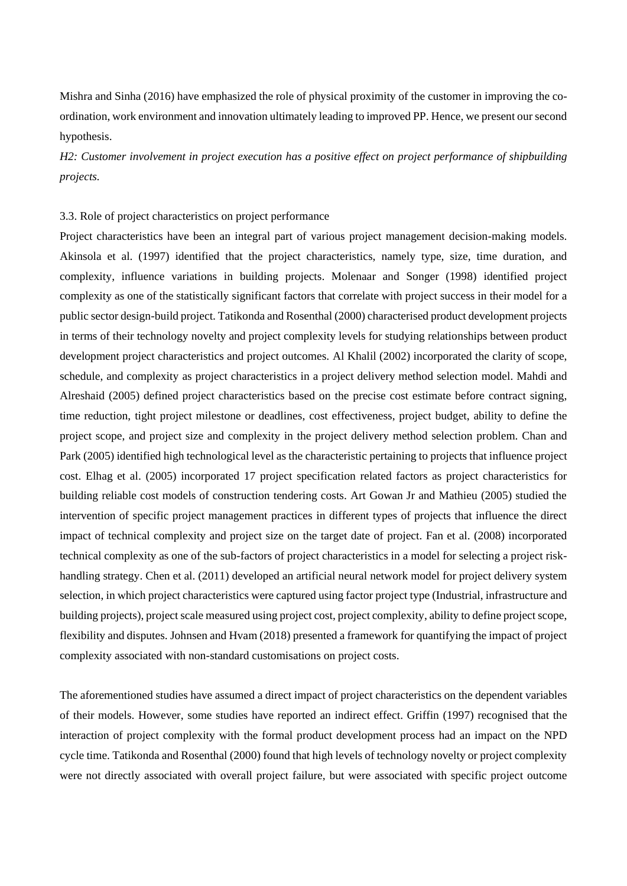Mishra and Sinha (2016) have emphasized the role of physical proximity of the customer in improving the co-ordination, work environment and innovation ultimately leading to improved PP. Hence, we present our second hypothesis.

*H2: Customer involvement in project execution has a positive effect on project performance of shipbuilding projects.*

### 3.3. Role of project characteristics on project performance

Project characteristics have been an integral part of various project management decision-making models. Akinsola et al. (1997) identified that the project characteristics, namely type, size, time duration, and complexity, influence variations in building projects. Molenaar and Songer (1998) identified project complexity as one of the statistically significant factors that correlate with project success in their model for a public sector design-build project. Tatikonda and Rosenthal (2000) characterised product development projects in terms of their technology novelty and project complexity levels for studying relationships between product development project characteristics and project outcomes. Al Khalil (2002) incorporated the clarity of scope, schedule, and complexity as project characteristics in a project delivery method selection model. Mahdi and Alreshaid (2005) defined project characteristics based on the precise cost estimate before contract signing, time reduction, tight project milestone or deadlines, cost effectiveness, project budget, ability to define the project scope, and project size and complexity in the project delivery method selection problem. Chan and Park (2005) identified high technological level as the characteristic pertaining to projects that influence project cost. Elhag et al. (2005) incorporated 17 project specification related factors as project characteristics for building reliable cost models of construction tendering costs. Art Gowan Jr and Mathieu (2005) studied the intervention of specific project management practices in different types of projects that influence the direct impact of technical complexity and project size on the target date of project. Fan et al. (2008) incorporated technical complexity as one of the sub-factors of project characteristics in a model for selecting a project risk-handling strategy. Chen et al. (2011) developed an artificial neural network model for project delivery system selection, in which project characteristics were captured using factor project type (Industrial, infrastructure and building projects), project scale measured using project cost, project complexity, ability to define project scope, flexibility and disputes. Johnsen and Hvam (2018) presented a framework for quantifying the impact of project complexity associated with non-standard customisations on project costs.

The aforementioned studies have assumed a direct impact of project characteristics on the dependent variables of their models. However, some studies have reported an indirect effect. Griffin (1997) recognised that the interaction of project complexity with the formal product development process had an impact on the NPD cycle time. Tatikonda and Rosenthal (2000) found that high levels of technology novelty or project complexity were not directly associated with overall project failure, but were associated with specific project outcome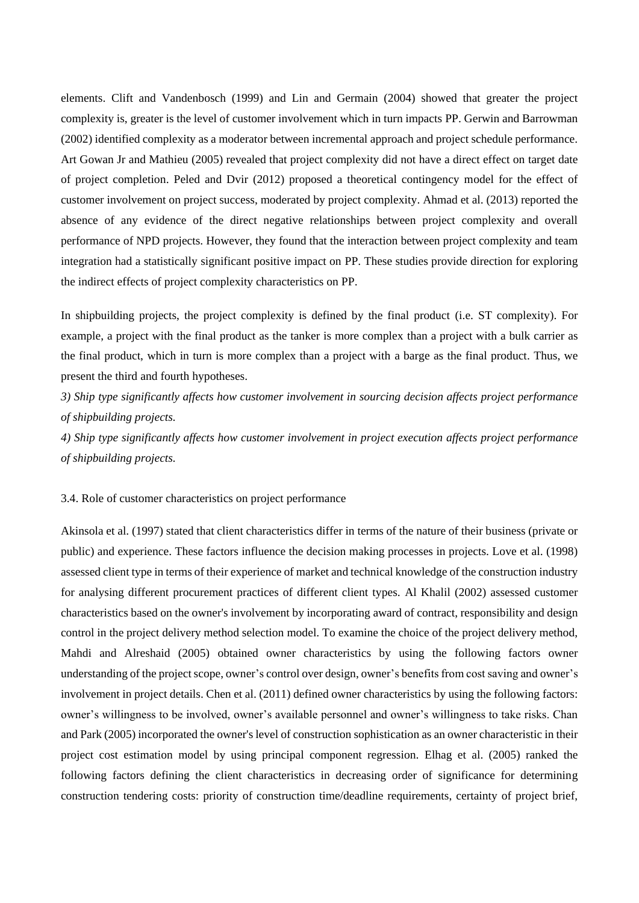elements. Clift and Vandenbosch (1999) and Lin and Germain (2004) showed that greater the project complexity is, greater is the level of customer involvement which in turn impacts PP. Gerwin and Barrowman (2002) identified complexity as a moderator between incremental approach and project schedule performance. Art Gowan Jr and Mathieu (2005) revealed that project complexity did not have a direct effect on target date of project completion. Peled and Dvir (2012) proposed a theoretical contingency model for the effect of customer involvement on project success, moderated by project complexity. Ahmad et al. (2013) reported the absence of any evidence of the direct negative relationships between project complexity and overall performance of NPD projects. However, they found that the interaction between project complexity and team integration had a statistically significant positive impact on PP. These studies provide direction for exploring the indirect effects of project complexity characteristics on PP.

In shipbuilding projects, the project complexity is defined by the final product (i.e. ST complexity). For example, a project with the final product as the tanker is more complex than a project with a bulk carrier as the final product, which in turn is more complex than a project with a barge as the final product. Thus, we present the third and fourth hypotheses.

*3) Ship type significantly affects how customer involvement in sourcing decision affects project performance of shipbuilding projects.*

*4) Ship type significantly affects how customer involvement in project execution affects project performance of shipbuilding projects.*

### 3.4. Role of customer characteristics on project performance

Akinsola et al. (1997) stated that client characteristics differ in terms of the nature of their business (private or public) and experience. These factors influence the decision making processes in projects. Love et al. (1998) assessed client type in terms of their experience of market and technical knowledge of the construction industry for analysing different procurement practices of different client types. Al Khalil (2002) assessed customer characteristics based on the owner's involvement by incorporating award of contract, responsibility and design control in the project delivery method selection model. To examine the choice of the project delivery method, Mahdi and Alreshaid (2005) obtained owner characteristics by using the following factors owner understanding of the project scope, owner's control over design, owner's benefits from cost saving and owner's involvement in project details. Chen et al. (2011) defined owner characteristics by using the following factors: owner's willingness to be involved, owner's available personnel and owner's willingness to take risks. Chan and Park (2005) incorporated the owner's level of construction sophistication as an owner characteristic in their project cost estimation model by using principal component regression. Elhag et al. (2005) ranked the following factors defining the client characteristics in decreasing order of significance for determining construction tendering costs: priority of construction time/deadline requirements, certainty of project brief,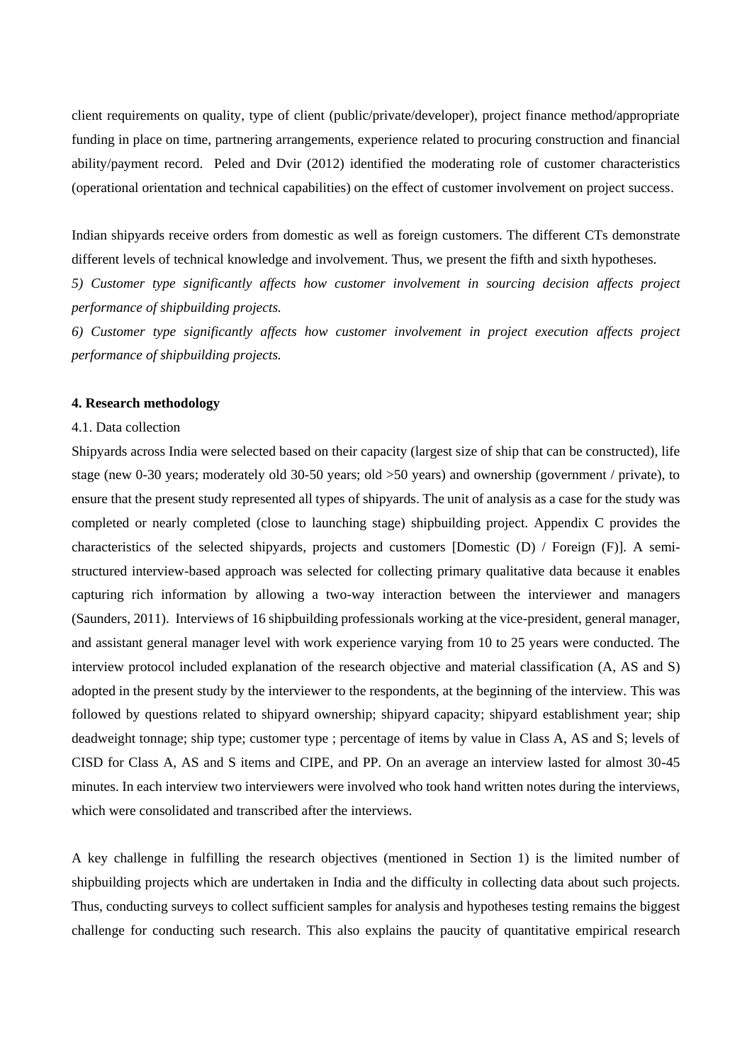client requirements on quality, type of client (public/private/developer), project finance method/appropriate funding in place on time, partnering arrangements, experience related to procuring construction and financial ability/payment record. Peled and Dvir (2012) identified the moderating role of customer characteristics (operational orientation and technical capabilities) on the effect of customer involvement on project success.

Indian shipyards receive orders from domestic as well as foreign customers. The different CTs demonstrate different levels of technical knowledge and involvement. Thus, we present the fifth and sixth hypotheses.

*5) Customer type significantly affects how customer involvement in sourcing decision affects project performance of shipbuilding projects.*

*6) Customer type significantly affects how customer involvement in project execution affects project performance of shipbuilding projects.*

## 4. Research methodology

### 4.1. Data collection

Shipyards across India were selected based on their capacity (largest size of ship that can be constructed), life stage (new 0-30 years; moderately old 30-50 years; old >50 years) and ownership (government / private), to ensure that the present study represented all types of shipyards. The unit of analysis as a case for the study was completed or nearly completed (close to launching stage) shipbuilding project. Appendix C provides the characteristics of the selected shipyards, projects and customers [Domestic (D) / Foreign (F)]. A semi-structured interview-based approach was selected for collecting primary qualitative data because it enables capturing rich information by allowing a two-way interaction between the interviewer and managers (Saunders, 2011). Interviews of 16 shipbuilding professionals working at the vice-president, general manager, and assistant general manager level with work experience varying from 10 to 25 years were conducted. The interview protocol included explanation of the research objective and material classification (A, AS and S) adopted in the present study by the interviewer to the respondents, at the beginning of the interview. This was followed by questions related to shipyard ownership; shipyard capacity; shipyard establishment year; ship deadweight tonnage; ship type; customer type ; percentage of items by value in Class A, AS and S; levels of CISD for Class A, AS and S items and CIPE, and PP. On an average an interview lasted for almost 30-45 minutes. In each interview two interviewers were involved who took hand written notes during the interviews, which were consolidated and transcribed after the interviews.

A key challenge in fulfilling the research objectives (mentioned in Section 1) is the limited number of shipbuilding projects which are undertaken in India and the difficulty in collecting data about such projects. Thus, conducting surveys to collect sufficient samples for analysis and hypotheses testing remains the biggest challenge for conducting such research. This also explains the paucity of quantitative empirical research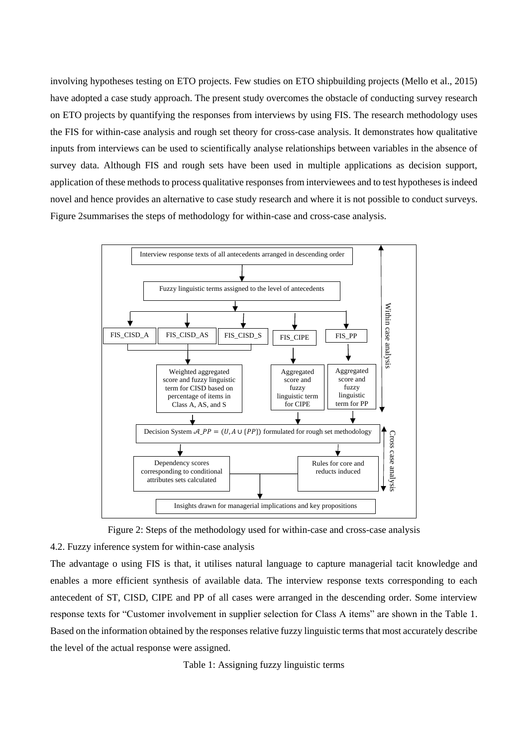involving hypotheses testing on ETO projects. Few studies on ETO shipbuilding projects (Mello et al., 2015) have adopted a case study approach. The present study overcomes the obstacle of conducting survey research on ETO projects by quantifying the responses from interviews by using FIS. The research methodology uses the FIS for within-case analysis and rough set theory for cross-case analysis. It demonstrates how qualitative inputs from interviews can be used to scientifically analyse relationships between variables in the absence of survey data. Although FIS and rough sets have been used in multiple applications as decision support, application of these methods to process qualitative responses from interviewees and to test hypotheses is indeed novel and hence provides an alternative to case study research and where it is not possible to conduct surveys. Figure 2summarises the steps of methodology for within-case and cross-case analysis.

**Within case analysis**

- Interview response texts of all antecedents arranged in descending order
- Fuzzy linguistic terms assigned to the level of antecedents
- FIS_CISD_A | FIS_CISD_AS | FIS_CISD_S | FIS_CIPE | FIS_PP
- Weighted aggregated score and fuzzy linguistic term for CISD based on percentage of items in Class A, AS, and S
- Aggregated score and fuzzy linguistic term for CIPE
- Aggregated score and fuzzy linguistic term for PP

**Cross case analysis**

- Decision System $\mathcal{A}\_PP = (U, A \cup \{PP\})$ formulated for rough set methodology
- Dependency scores corresponding to conditional attributes sets calculated
- Rules for core and reducts induced
- Insights drawn for managerial implications and key propositions

Figure 2: Steps of the methodology used for within-case and cross-case analysis

### 4.2. Fuzzy inference system for within-case analysis

The advantage o using FIS is that, it utilises natural language to capture managerial tacit knowledge and enables a more efficient synthesis of available data. The interview response texts corresponding to each antecedent of ST, CISD, CIPE and PP of all cases were arranged in the descending order. Some interview response texts for "Customer involvement in supplier selection for Class A items" are shown in the Table 1. Based on the information obtained by the responses relative fuzzy linguistic terms that most accurately describe the level of the actual response were assigned.

Table 1: Assigning fuzzy linguistic terms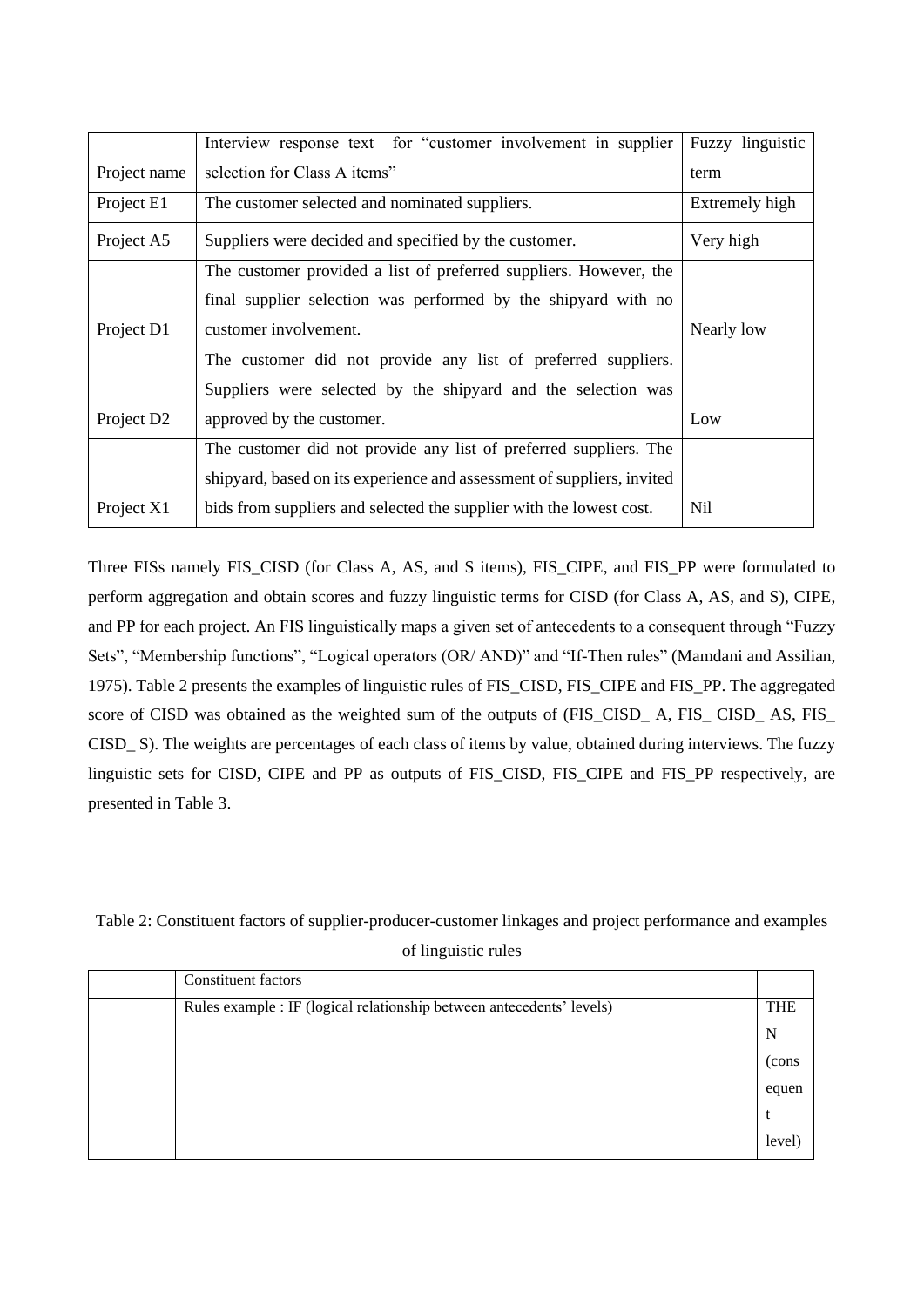| Project name | Interview response text for "customer involvement in supplier selection for Class A items" | Fuzzy linguistic term |
| --- | --- | --- |
| Project E1 | The customer selected and nominated suppliers. | Extremely high |
| Project A5 | Suppliers were decided and specified by the customer. | Very high |
| Project D1 | The customer provided a list of preferred suppliers. However, the final supplier selection was performed by the shipyard with no customer involvement. | Nearly low |
| Project D2 | The customer did not provide any list of preferred suppliers. Suppliers were selected by the shipyard and the selection was approved by the customer. | Low |
| Project X1 | The customer did not provide any list of preferred suppliers. The shipyard, based on its experience and assessment of suppliers, invited bids from suppliers and selected the supplier with the lowest cost. | Nil |

Three FISs namely FIS_CISD (for Class A, AS, and S items), FIS_CIPE, and FIS_PP were formulated to perform aggregation and obtain scores and fuzzy linguistic terms for CISD (for Class A, AS, and S), CIPE, and PP for each project. An FIS linguistically maps a given set of antecedents to a consequent through "Fuzzy Sets", "Membership functions", "Logical operators (OR/ AND)" and "If-Then rules" (Mamdani and Assilian, 1975). Table 2 presents the examples of linguistic rules of FIS_CISD, FIS_CIPE and FIS_PP. The aggregated score of CISD was obtained as the weighted sum of the outputs of (FIS_CISD_ A, FIS_ CISD_ AS, FIS_ CISD_ S). The weights are percentages of each class of items by value, obtained during interviews. The fuzzy linguistic sets for CISD, CIPE and PP as outputs of FIS_CISD, FIS_CIPE and FIS_PP respectively, are presented in Table 3.

Table 2: Constituent factors of supplier-producer-customer linkages and project performance and examples of linguistic rules

| | Constituent factors | |
| --- | --- | --- |
| | Rules example : IF (logical relationship between antecedents' levels) | THEN (consequent level) |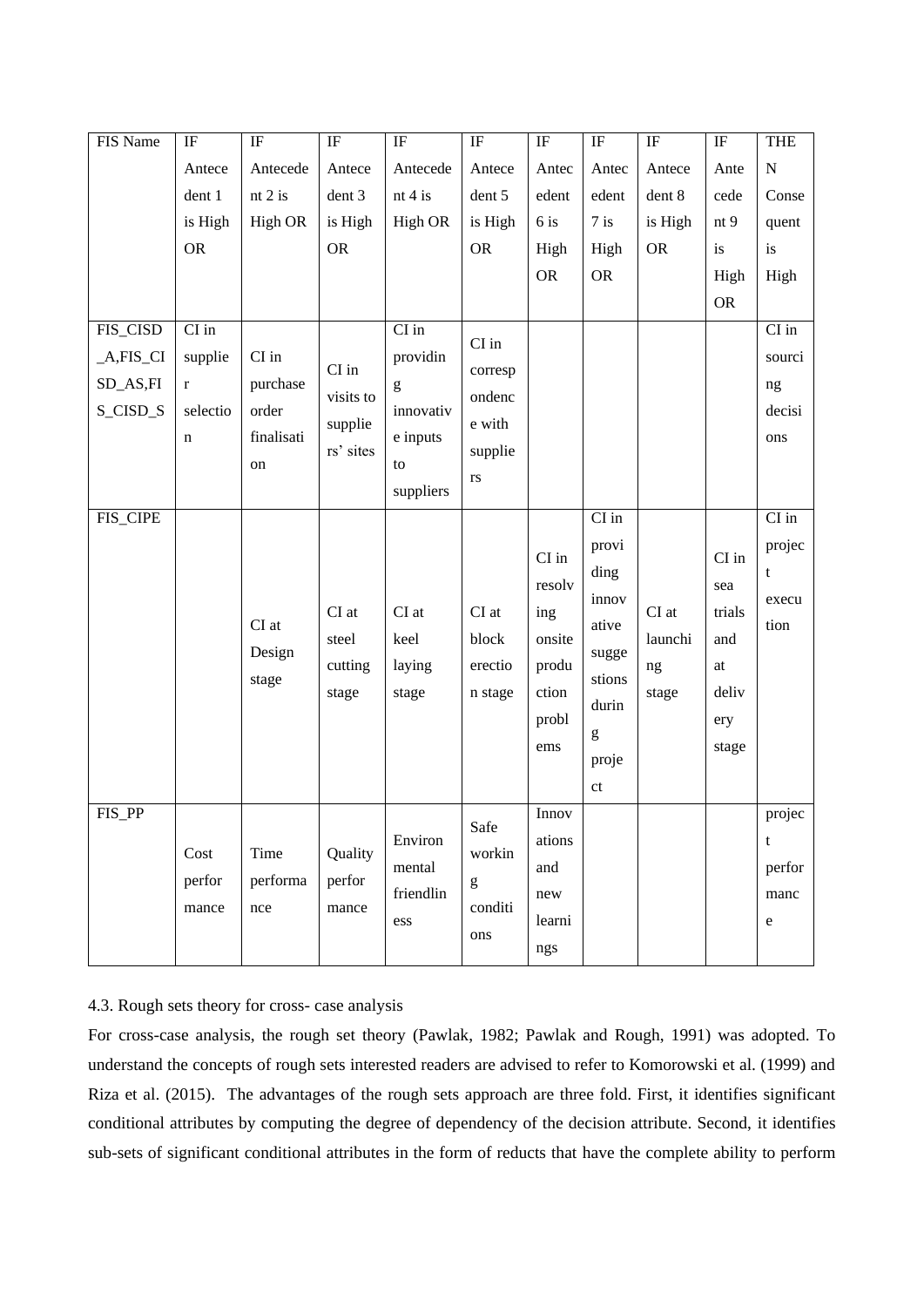| FIS Name | IF Antecedent 1 is High OR | IF Antecedent 2 is High OR | IF Antecedent 3 is High OR | IF Antecedent 4 is High OR | IF Antecedent 5 is High OR | IF Antecedent 6 is High OR | IF Antecedent 7 is High OR | IF Antecedent 8 is High OR | IF Antecedent 9 is High OR | THEN Consequent is High |
|---|---|---|---|---|---|---|---|---|---|---|
| FIS_CISD_A,FIS_CISD_AS,FIS_CISD_S | CI in supplier selection | CI in purchase order finalisation | CI in visits to suppliers' sites | CI in providing innovative inputs to suppliers | CI in correspondence with suppliers | | | | | CI in sourcing decisions |
| FIS_CIPE | | CI at Design stage | CI at steel cutting stage | CI at keel laying stage | CI at block erection stage | CI in resolving onsite production problems | CI in providing innovative suggestions during project | CI at launching stage | CI in sea trials and at delivery stage | CI in project execution |
| FIS_PP | Cost performance | Time performance | Quality performance | Environmental friendliness | Safe working conditions | Innovations and new learnings | | | | project performance |

4.3. Rough sets theory for cross- case analysis

For cross-case analysis, the rough set theory (Pawlak, 1982; Pawlak and Rough, 1991) was adopted. To understand the concepts of rough sets interested readers are advised to refer to Komorowski et al. (1999) and Riza et al. (2015). The advantages of the rough sets approach are three fold. First, it identifies significant conditional attributes by computing the degree of dependency of the decision attribute. Second, it identifies sub-sets of significant conditional attributes in the form of reducts that have the complete ability to perform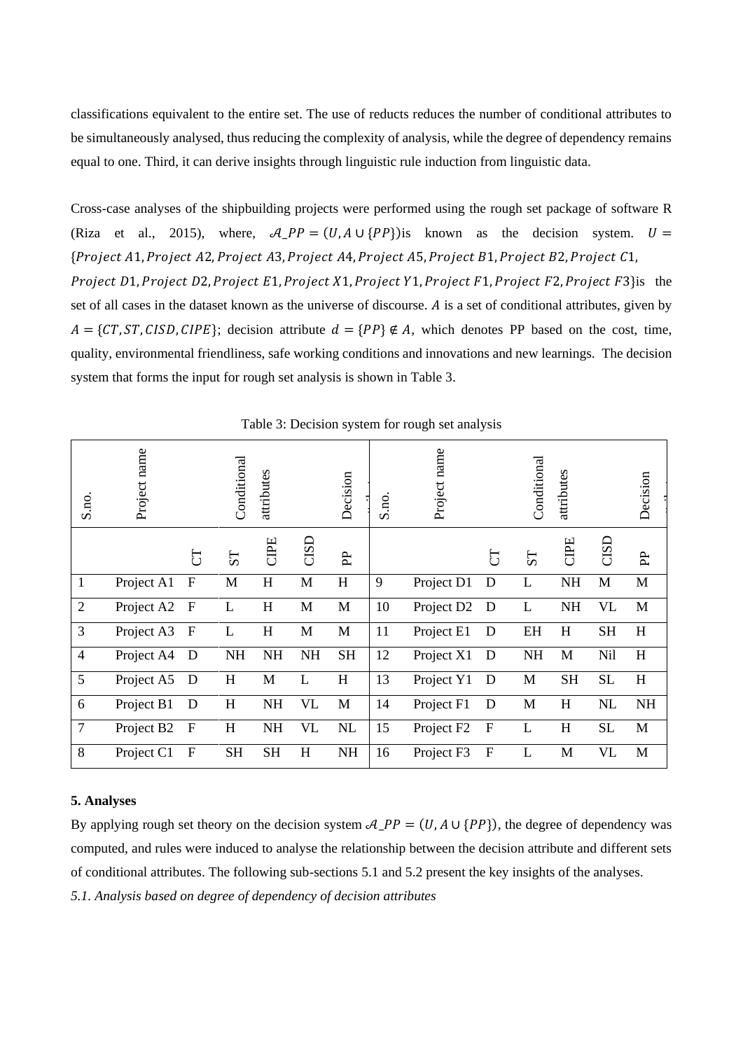classifications equivalent to the entire set. The use of reducts reduces the number of conditional attributes to be simultaneously analysed, thus reducing the complexity of analysis, while the degree of dependency remains equal to one. Third, it can derive insights through linguistic rule induction from linguistic data.

Cross-case analyses of the shipbuilding projects were performed using the rough set package of software R (Riza et al., 2015), where, $\mathcal{A}\_PP = (U, A \cup \{PP\})$is known as the decision system. $U = \{Project\ A1, Project\ A2, Project\ A3, Project\ A4, Project\ A5, Project\ B1, Project\ B2, Project\ C1, Project\ D1, Project\ D2, Project\ E1, Project\ X1, Project\ Y1, Project\ F1, Project\ F2, Project\ F3\}$is the set of all cases in the dataset known as the universe of discourse. $A$ is a set of conditional attributes, given by $A = \{CT, ST, CISD, CIPE\}$; decision attribute $d = \{PP\} \notin A$, which denotes PP based on the cost, time, quality, environmental friendliness, safe working conditions and innovations and new learnings. The decision system that forms the input for rough set analysis is shown in Table 3.

Table 3: Decision system for rough set analysis

| S.no. | Project name | Conditional attributes | | | | Decision | S.no. | Project name | Conditional attributes | | | | Decision |
|---|---|---|---|---|---|---|---|---|---|---|---|---|---|
| | | CT | ST | CIPE | CISD | PP | | | CT | ST | CIPE | CISD | PP |
| 1 | Project A1 | F | M | H | M | H | 9 | Project D1 | D | L | NH | M | M |
| 2 | Project A2 | F | L | H | M | M | 10 | Project D2 | D | L | NH | VL | M |
| 3 | Project A3 | F | L | H | M | M | 11 | Project E1 | D | EH | H | SH | H |
| 4 | Project A4 | D | NH | NH | NH | SH | 12 | Project X1 | D | NH | M | Nil | H |
| 5 | Project A5 | D | H | M | L | H | 13 | Project Y1 | D | M | SH | SL | H |
| 6 | Project B1 | D | H | NH | VL | M | 14 | Project F1 | D | M | H | NL | NH |
| 7 | Project B2 | F | H | NH | VL | NL | 15 | Project F2 | F | L | H | SL | M |
| 8 | Project C1 | F | SH | SH | H | NH | 16 | Project F3 | F | L | M | VL | M |

**5. Analyses**

By applying rough set theory on the decision system $\mathcal{A}\_PP = (U, A \cup \{PP\})$, the degree of dependency was computed, and rules were induced to analyse the relationship between the decision attribute and different sets of conditional attributes. The following sub-sections 5.1 and 5.2 present the key insights of the analyses.

*5.1. Analysis based on degree of dependency of decision attributes*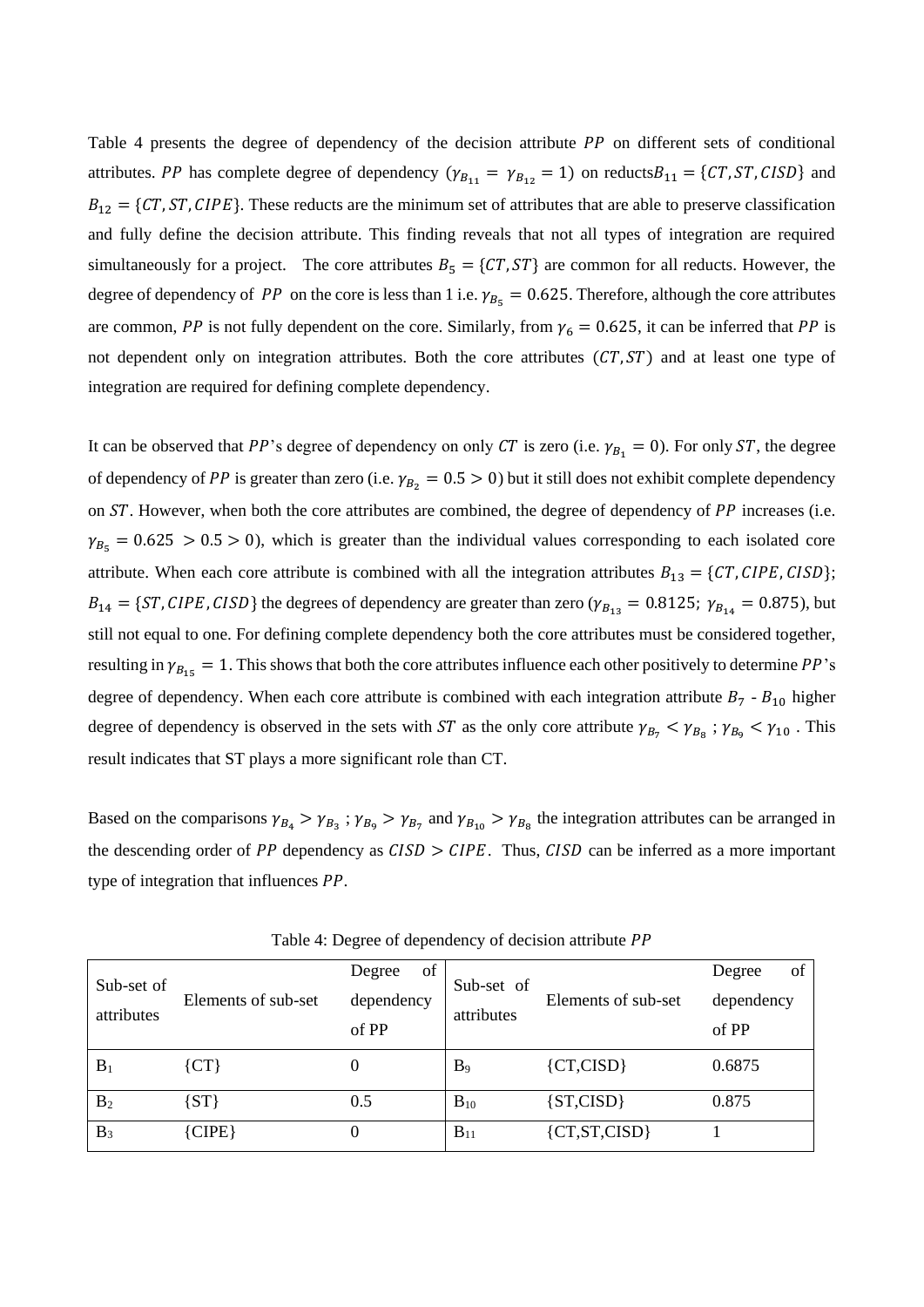Table 4 presents the degree of dependency of the decision attribute $PP$ on different sets of conditional attributes. $PP$ has complete degree of dependency ($\gamma_{B_{11}} = \gamma_{B_{12}} = 1$) on reducts$B_{11} = \{CT, ST, CISD\}$ and $B_{12} = \{CT, ST, CIPE\}$. These reducts are the minimum set of attributes that are able to preserve classification and fully define the decision attribute. This finding reveals that not all types of integration are required simultaneously for a project. The core attributes $B_5 = \{CT, ST\}$ are common for all reducts. However, the degree of dependency of $PP$ on the core is less than 1 i.e. $\gamma_{B_5} = 0.625$. Therefore, although the core attributes are common, $PP$ is not fully dependent on the core. Similarly, from $\gamma_6 = 0.625$, it can be inferred that $PP$ is not dependent only on integration attributes. Both the core attributes $(CT, ST)$ and at least one type of integration are required for defining complete dependency.

It can be observed that $PP$'s degree of dependency on only $CT$ is zero (i.e. $\gamma_{B_1} = 0$). For only $ST$, the degree of dependency of $PP$ is greater than zero (i.e. $\gamma_{B_2} = 0.5 > 0$) but it still does not exhibit complete dependency on $ST$. However, when both the core attributes are combined, the degree of dependency of $PP$ increases (i.e. $\gamma_{B_5} = 0.625 > 0.5 > 0$), which is greater than the individual values corresponding to each isolated core attribute. When each core attribute is combined with all the integration attributes $B_{13} = \{CT, CIPE, CISD\}$; $B_{14} = \{ST, CIPE, CISD\}$ the degrees of dependency are greater than zero ($\gamma_{B_{13}} = 0.8125$; $\gamma_{B_{14}} = 0.875$), but still not equal to one. For defining complete dependency both the core attributes must be considered together, resulting in $\gamma_{B_{15}} = 1$. This shows that both the core attributes influence each other positively to determine $PP$'s degree of dependency. When each core attribute is combined with each integration attribute $B_7$ - $B_{10}$ higher degree of dependency is observed in the sets with $ST$ as the only core attribute $\gamma_{B_7} < \gamma_{B_8}$ ; $\gamma_{B_9} < \gamma_{10}$ . This result indicates that ST plays a more significant role than CT.

Based on the comparisons $\gamma_{B_4} > \gamma_{B_3}$ ; $\gamma_{B_9} > \gamma_{B_7}$ and $\gamma_{B_{10}} > \gamma_{B_8}$ the integration attributes can be arranged in the descending order of $PP$ dependency as $CISD > CIPE$. Thus, $CISD$ can be inferred as a more important type of integration that influences $PP$.

Table 4: Degree of dependency of decision attribute $PP$

| Sub-set of attributes | Elements of sub-set | Degree of dependency of PP | Sub-set of attributes | Elements of sub-set | Degree of dependency of PP |
|---|---|---|---|---|---|
| $B_1$ | {CT} | 0 | $B_9$ | {CT,CISD} | 0.6875 |
| $B_2$ | {ST} | 0.5 | $B_{10}$ | {ST,CISD} | 0.875 |
| $B_3$ | {CIPE} | 0 | $B_{11}$ | {CT,ST,CISD} | 1 |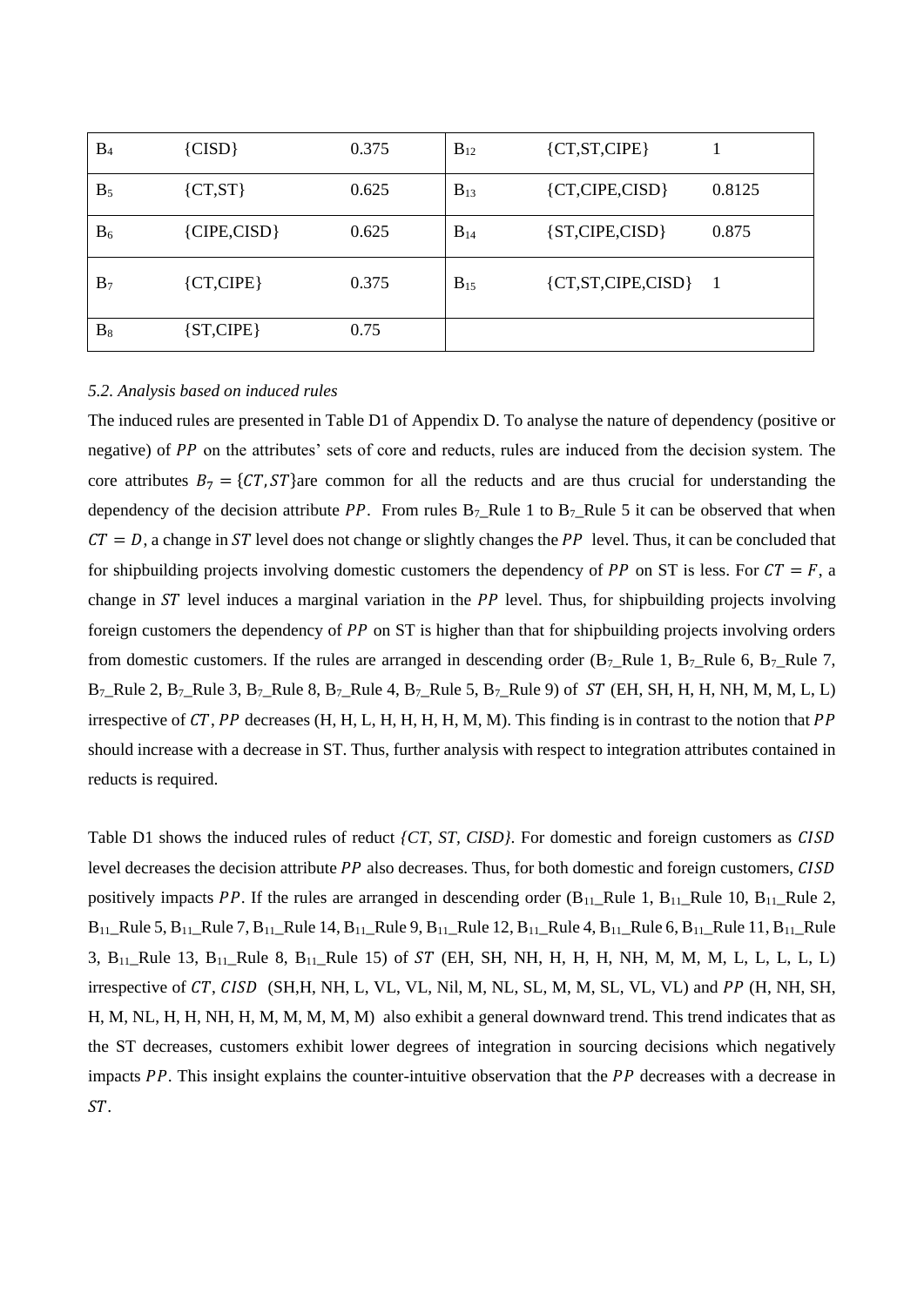| $B_4$ | {CISD} | 0.375 | $B_{12}$ | {CT,ST,CIPE} | 1 |
|---|---|---|---|---|---|
| $B_5$ | {CT,ST} | 0.625 | $B_{13}$ | {CT,CIPE,CISD} | 0.8125 |
| $B_6$ | {CIPE,CISD} | 0.625 | $B_{14}$ | {ST,CIPE,CISD} | 0.875 |
| $B_7$ | {CT,CIPE} | 0.375 | $B_{15}$ | {CT,ST,CIPE,CISD} | 1 |
| $B_8$ | {ST,CIPE} | 0.75 | | | |

*5.2. Analysis based on induced rules*

The induced rules are presented in Table D1 of Appendix D. To analyse the nature of dependency (positive or negative) of $PP$ on the attributes' sets of core and reducts, rules are induced from the decision system. The core attributes $B_7 = \{CT, ST\}$are common for all the reducts and are thus crucial for understanding the dependency of the decision attribute $PP$. From rules $B_7$_Rule 1 to $B_7$_Rule 5 it can be observed that when $CT = D$, a change in $ST$ level does not change or slightly changes the $PP$ level. Thus, it can be concluded that for shipbuilding projects involving domestic customers the dependency of $PP$ on ST is less. For $CT = F$, a change in $ST$ level induces a marginal variation in the $PP$ level. Thus, for shipbuilding projects involving foreign customers the dependency of $PP$ on ST is higher than that for shipbuilding projects involving orders from domestic customers. If the rules are arranged in descending order ($B_7$_Rule 1, $B_7$_Rule 6, $B_7$_Rule 7, $B_7$_Rule 2, $B_7$_Rule 3, $B_7$_Rule 8, $B_7$_Rule 4, $B_7$_Rule 5, $B_7$_Rule 9) of $ST$ (EH, SH, H, H, NH, M, M, L, L) irrespective of $CT$, $PP$ decreases (H, H, L, H, H, H, H, M, M). This finding is in contrast to the notion that $PP$ should increase with a decrease in ST. Thus, further analysis with respect to integration attributes contained in reducts is required.

Table D1 shows the induced rules of reduct *{CT, ST, CISD}*. For domestic and foreign customers as $CISD$ level decreases the decision attribute $PP$ also decreases. Thus, for both domestic and foreign customers, $CISD$ positively impacts $PP$. If the rules are arranged in descending order ($B_{11}$_Rule 1, $B_{11}$_Rule 10, $B_{11}$_Rule 2, $B_{11}$_Rule 5, $B_{11}$_Rule 7, $B_{11}$_Rule 14, $B_{11}$_Rule 9, $B_{11}$_Rule 12, $B_{11}$_Rule 4, $B_{11}$_Rule 6, $B_{11}$_Rule 11, $B_{11}$_Rule 3, $B_{11}$_Rule 13, $B_{11}$_Rule 8, $B_{11}$_Rule 15) of $ST$ (EH, SH, NH, H, H, H, NH, M, M, M, L, L, L, L, L) irrespective of $CT$, $CISD$ (SH,H, NH, L, VL, VL, Nil, M, NL, SL, M, M, SL, VL, VL) and $PP$ (H, NH, SH, H, M, NL, H, H, NH, H, M, M, M, M, M) also exhibit a general downward trend. This trend indicates that as the ST decreases, customers exhibit lower degrees of integration in sourcing decisions which negatively impacts $PP$. This insight explains the counter-intuitive observation that the $PP$ decreases with a decrease in $ST$.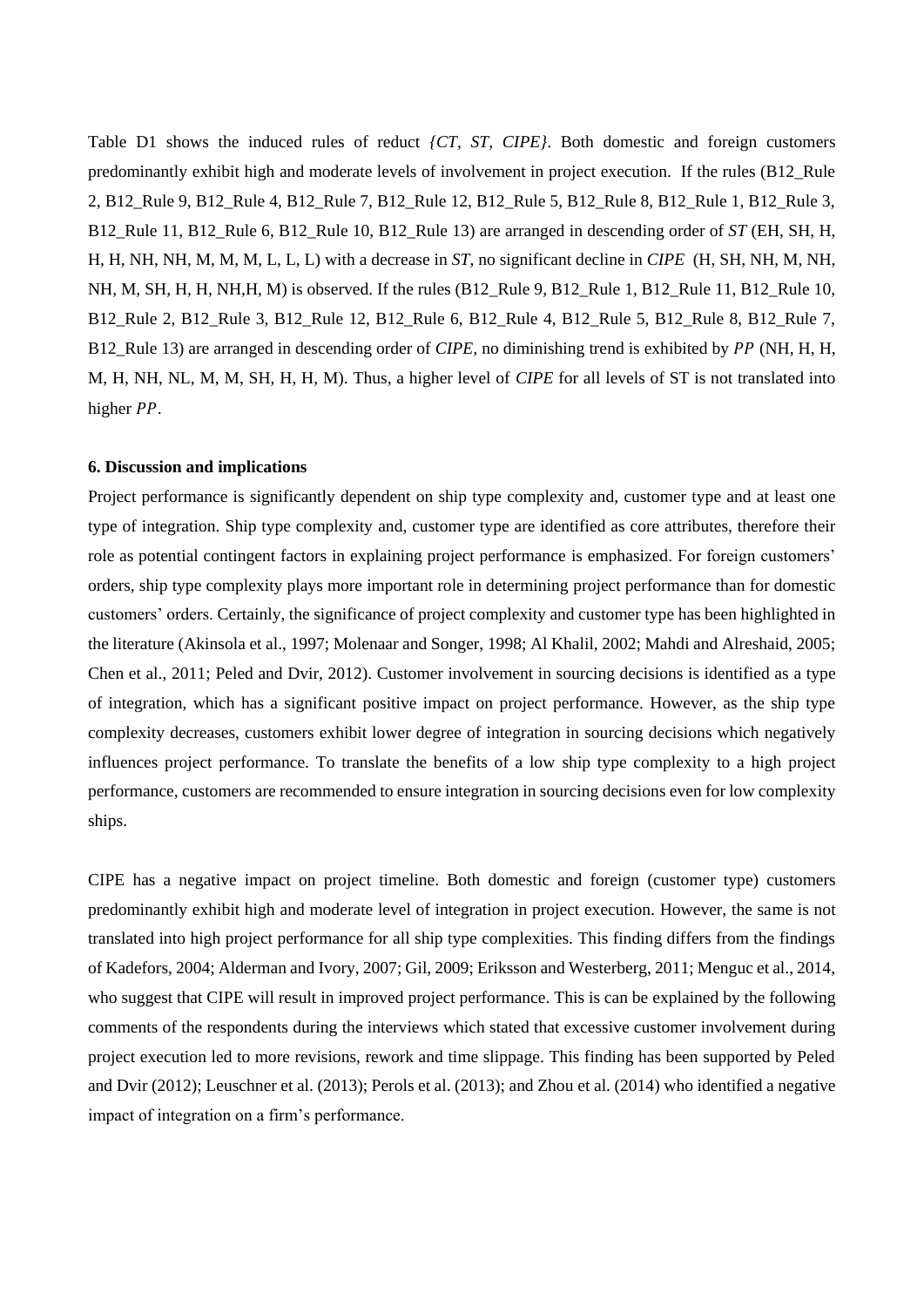Table D1 shows the induced rules of reduct *{CT, ST, CIPE}*. Both domestic and foreign customers predominantly exhibit high and moderate levels of involvement in project execution. If the rules (B12_Rule 2, B12_Rule 9, B12_Rule 4, B12_Rule 7, B12_Rule 12, B12_Rule 5, B12_Rule 8, B12_Rule 1, B12_Rule 3, B12_Rule 11, B12_Rule 6, B12_Rule 10, B12_Rule 13) are arranged in descending order of *ST* (EH, SH, H, H, H, NH, NH, M, M, M, L, L, L) with a decrease in *ST*, no significant decline in *CIPE* (H, SH, NH, M, NH, NH, M, SH, H, H, NH,H, M) is observed. If the rules (B12_Rule 9, B12_Rule 1, B12_Rule 11, B12_Rule 10, B12_Rule 2, B12_Rule 3, B12_Rule 12, B12_Rule 6, B12_Rule 4, B12_Rule 5, B12_Rule 8, B12_Rule 7, B12_Rule 13) are arranged in descending order of *CIPE*, no diminishing trend is exhibited by $PP$ (NH, H, H, M, H, NH, NL, M, M, SH, H, H, M). Thus, a higher level of *CIPE* for all levels of ST is not translated into higher $PP$.

**6. Discussion and implications**

Project performance is significantly dependent on ship type complexity and, customer type and at least one type of integration. Ship type complexity and, customer type are identified as core attributes, therefore their role as potential contingent factors in explaining project performance is emphasized. For foreign customers' orders, ship type complexity plays more important role in determining project performance than for domestic customers' orders. Certainly, the significance of project complexity and customer type has been highlighted in the literature (Akinsola et al., 1997; Molenaar and Songer, 1998; Al Khalil, 2002; Mahdi and Alreshaid, 2005; Chen et al., 2011; Peled and Dvir, 2012). Customer involvement in sourcing decisions is identified as a type of integration, which has a significant positive impact on project performance. However, as the ship type complexity decreases, customers exhibit lower degree of integration in sourcing decisions which negatively influences project performance. To translate the benefits of a low ship type complexity to a high project performance, customers are recommended to ensure integration in sourcing decisions even for low complexity ships.

CIPE has a negative impact on project timeline. Both domestic and foreign (customer type) customers predominantly exhibit high and moderate level of integration in project execution. However, the same is not translated into high project performance for all ship type complexities. This finding differs from the findings of Kadefors, 2004; Alderman and Ivory, 2007; Gil, 2009; Eriksson and Westerberg, 2011; Menguc et al., 2014, who suggest that CIPE will result in improved project performance. This is can be explained by the following comments of the respondents during the interviews which stated that excessive customer involvement during project execution led to more revisions, rework and time slippage. This finding has been supported by Peled and Dvir (2012); Leuschner et al. (2013); Perols et al. (2013); and Zhou et al. (2014) who identified a negative impact of integration on a firm's performance.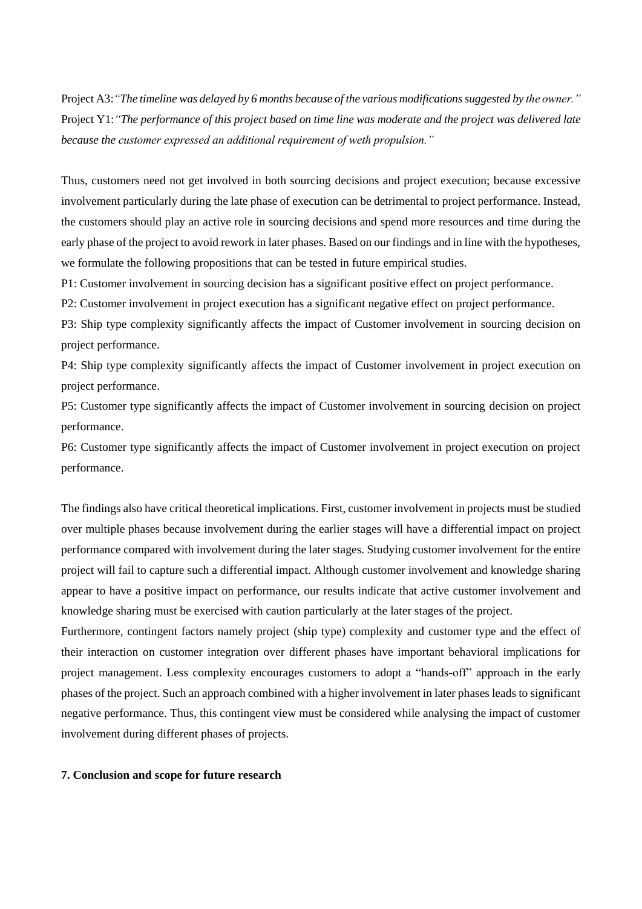Project A3: *"The timeline was delayed by 6 months because of the various modifications suggested by the owner."*
Project Y1: *"The performance of this project based on time line was moderate and the project was delivered late because the customer expressed an additional requirement of weth propulsion."*

Thus, customers need not get involved in both sourcing decisions and project execution; because excessive involvement particularly during the late phase of execution can be detrimental to project performance. Instead, the customers should play an active role in sourcing decisions and spend more resources and time during the early phase of the project to avoid rework in later phases. Based on our findings and in line with the hypotheses, we formulate the following propositions that can be tested in future empirical studies.

P1: Customer involvement in sourcing decision has a significant positive effect on project performance.

P2: Customer involvement in project execution has a significant negative effect on project performance.

P3: Ship type complexity significantly affects the impact of Customer involvement in sourcing decision on project performance.

P4: Ship type complexity significantly affects the impact of Customer involvement in project execution on project performance.

P5: Customer type significantly affects the impact of Customer involvement in sourcing decision on project performance.

P6: Customer type significantly affects the impact of Customer involvement in project execution on project performance.

The findings also have critical theoretical implications. First, customer involvement in projects must be studied over multiple phases because involvement during the earlier stages will have a differential impact on project performance compared with involvement during the later stages. Studying customer involvement for the entire project will fail to capture such a differential impact. Although customer involvement and knowledge sharing appear to have a positive impact on performance, our results indicate that active customer involvement and knowledge sharing must be exercised with caution particularly at the later stages of the project.

Furthermore, contingent factors namely project (ship type) complexity and customer type and the effect of their interaction on customer integration over different phases have important behavioral implications for project management. Less complexity encourages customers to adopt a "hands-off" approach in the early phases of the project. Such an approach combined with a higher involvement in later phases leads to significant negative performance. Thus, this contingent view must be considered while analysing the impact of customer involvement during different phases of projects.

## 7. Conclusion and scope for future research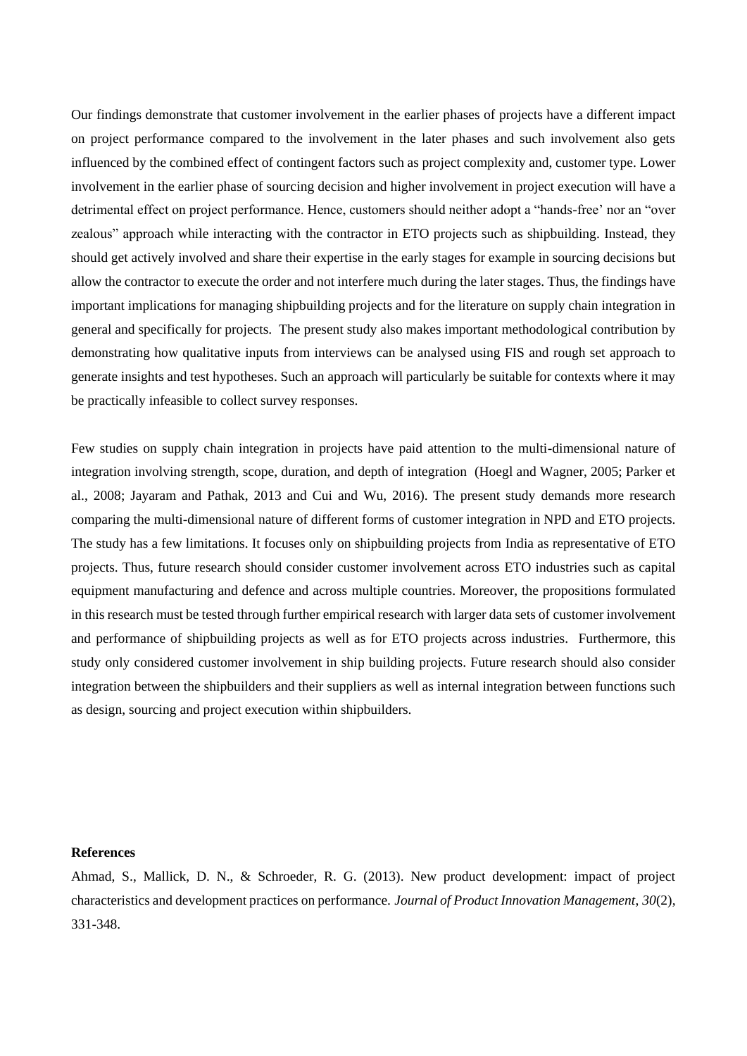Our findings demonstrate that customer involvement in the earlier phases of projects have a different impact on project performance compared to the involvement in the later phases and such involvement also gets influenced by the combined effect of contingent factors such as project complexity and, customer type. Lower involvement in the earlier phase of sourcing decision and higher involvement in project execution will have a detrimental effect on project performance. Hence, customers should neither adopt a "hands-free' nor an "over zealous" approach while interacting with the contractor in ETO projects such as shipbuilding. Instead, they should get actively involved and share their expertise in the early stages for example in sourcing decisions but allow the contractor to execute the order and not interfere much during the later stages. Thus, the findings have important implications for managing shipbuilding projects and for the literature on supply chain integration in general and specifically for projects. The present study also makes important methodological contribution by demonstrating how qualitative inputs from interviews can be analysed using FIS and rough set approach to generate insights and test hypotheses. Such an approach will particularly be suitable for contexts where it may be practically infeasible to collect survey responses.

Few studies on supply chain integration in projects have paid attention to the multi-dimensional nature of integration involving strength, scope, duration, and depth of integration (Hoegl and Wagner, 2005; Parker et al., 2008; Jayaram and Pathak, 2013 and Cui and Wu, 2016). The present study demands more research comparing the multi-dimensional nature of different forms of customer integration in NPD and ETO projects. The study has a few limitations. It focuses only on shipbuilding projects from India as representative of ETO projects. Thus, future research should consider customer involvement across ETO industries such as capital equipment manufacturing and defence and across multiple countries. Moreover, the propositions formulated in this research must be tested through further empirical research with larger data sets of customer involvement and performance of shipbuilding projects as well as for ETO projects across industries. Furthermore, this study only considered customer involvement in ship building projects. Future research should also consider integration between the shipbuilders and their suppliers as well as internal integration between functions such as design, sourcing and project execution within shipbuilders.

**References**

Ahmad, S., Mallick, D. N., & Schroeder, R. G. (2013). New product development: impact of project characteristics and development practices on performance. *Journal of Product Innovation Management*, *30*(2), 331-348.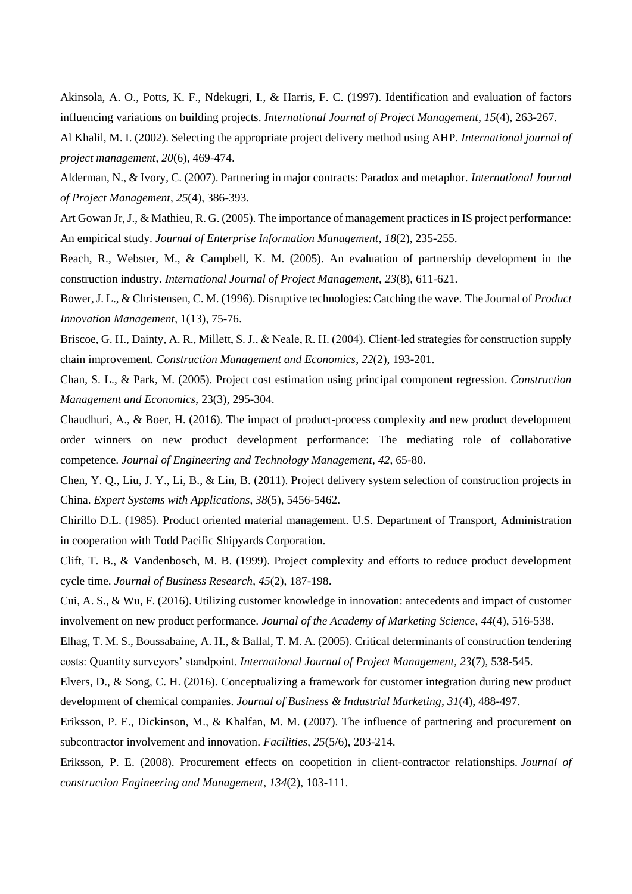Akinsola, A. O., Potts, K. F., Ndekugri, I., & Harris, F. C. (1997). Identification and evaluation of factors influencing variations on building projects. *International Journal of Project Management*, *15*(4), 263-267.

Al Khalil, M. I. (2002). Selecting the appropriate project delivery method using AHP. *International journal of project management*, *20*(6), 469-474.

Alderman, N., & Ivory, C. (2007). Partnering in major contracts: Paradox and metaphor. *International Journal of Project Management*, *25*(4), 386-393.

Art Gowan Jr, J., & Mathieu, R. G. (2005). The importance of management practices in IS project performance: An empirical study. *Journal of Enterprise Information Management*, *18*(2), 235-255.

Beach, R., Webster, M., & Campbell, K. M. (2005). An evaluation of partnership development in the construction industry. *International Journal of Project Management*, *23*(8), 611-621.

Bower, J. L., & Christensen, C. M. (1996). Disruptive technologies: Catching the wave. The Journal of *Product Innovation Management*, 1(13), 75-76.

Briscoe, G. H., Dainty, A. R., Millett, S. J., & Neale, R. H. (2004). Client-led strategies for construction supply chain improvement. *Construction Management and Economics*, *22*(2), 193-201.

Chan, S. L., & Park, M. (2005). Project cost estimation using principal component regression. *Construction Management and Economics*, 23(3), 295-304.

Chaudhuri, A., & Boer, H. (2016). The impact of product-process complexity and new product development order winners on new product development performance: The mediating role of collaborative competence. *Journal of Engineering and Technology Management*, *42*, 65-80.

Chen, Y. Q., Liu, J. Y., Li, B., & Lin, B. (2011). Project delivery system selection of construction projects in China. *Expert Systems with Applications*, *38*(5), 5456-5462.

Chirillo D.L. (1985). Product oriented material management. U.S. Department of Transport, Administration in cooperation with Todd Pacific Shipyards Corporation.

Clift, T. B., & Vandenbosch, M. B. (1999). Project complexity and efforts to reduce product development cycle time. *Journal of Business Research*, *45*(2), 187-198.

Cui, A. S., & Wu, F. (2016). Utilizing customer knowledge in innovation: antecedents and impact of customer involvement on new product performance. *Journal of the Academy of Marketing Science*, *44*(4), 516-538.

Elhag, T. M. S., Boussabaine, A. H., & Ballal, T. M. A. (2005). Critical determinants of construction tendering costs: Quantity surveyors' standpoint. *International Journal of Project Management*, *23*(7), 538-545.

Elvers, D., & Song, C. H. (2016). Conceptualizing a framework for customer integration during new product development of chemical companies. *Journal of Business & Industrial Marketing*, *31*(4), 488-497.

Eriksson, P. E., Dickinson, M., & Khalfan, M. M. (2007). The influence of partnering and procurement on subcontractor involvement and innovation. *Facilities*, *25*(5/6), 203-214.

Eriksson, P. E. (2008). Procurement effects on coopetition in client-contractor relationships. *Journal of construction Engineering and Management*, *134*(2), 103-111.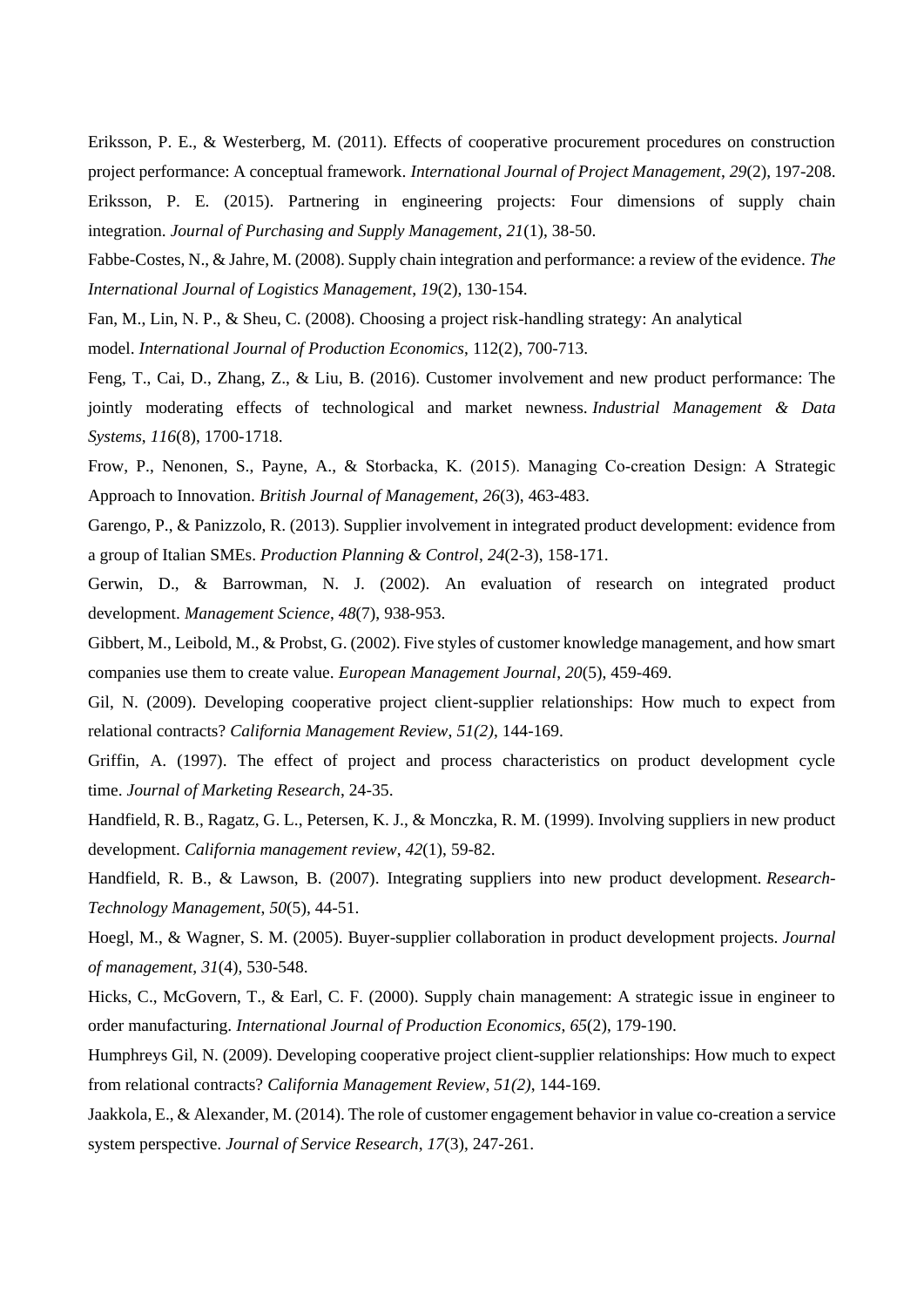Eriksson, P. E., & Westerberg, M. (2011). Effects of cooperative procurement procedures on construction project performance: A conceptual framework. *International Journal of Project Management*, *29*(2), 197-208.

Eriksson, P. E. (2015). Partnering in engineering projects: Four dimensions of supply chain integration. *Journal of Purchasing and Supply Management*, *21*(1), 38-50.

Fabbe-Costes, N., & Jahre, M. (2008). Supply chain integration and performance: a review of the evidence. *The International Journal of Logistics Management*, *19*(2), 130-154.

Fan, M., Lin, N. P., & Sheu, C. (2008). Choosing a project risk-handling strategy: An analytical model. *International Journal of Production Economics*, 112(2), 700-713.

Feng, T., Cai, D., Zhang, Z., & Liu, B. (2016). Customer involvement and new product performance: The jointly moderating effects of technological and market newness. *Industrial Management & Data Systems*, *116*(8), 1700-1718.

Frow, P., Nenonen, S., Payne, A., & Storbacka, K. (2015). Managing Co‐creation Design: A Strategic Approach to Innovation. *British Journal of Management*, *26*(3), 463-483.

Garengo, P., & Panizzolo, R. (2013). Supplier involvement in integrated product development: evidence from a group of Italian SMEs. *Production Planning & Control*, *24*(2-3), 158-171.

Gerwin, D., & Barrowman, N. J. (2002). An evaluation of research on integrated product development. *Management Science*, *48*(7), 938-953.

Gibbert, M., Leibold, M., & Probst, G. (2002). Five styles of customer knowledge management, and how smart companies use them to create value. *European Management Journal*, *20*(5), 459-469.

Gil, N. (2009). Developing cooperative project client-supplier relationships: How much to expect from relational contracts? *California Management Review, 51(2)*, 144-169.

Griffin, A. (1997). The effect of project and process characteristics on product development cycle time. *Journal of Marketing Research*, 24-35.

Handfield, R. B., Ragatz, G. L., Petersen, K. J., & Monczka, R. M. (1999). Involving suppliers in new product development. *California management review*, *42*(1), 59-82.

Handfield, R. B., & Lawson, B. (2007). Integrating suppliers into new product development. *Research-Technology Management*, *50*(5), 44-51.

Hoegl, M., & Wagner, S. M. (2005). Buyer-supplier collaboration in product development projects. *Journal of management*, *31*(4), 530-548.

Hicks, C., McGovern, T., & Earl, C. F. (2000). Supply chain management: A strategic issue in engineer to order manufacturing. *International Journal of Production Economics*, *65*(2), 179-190.

Humphreys Gil, N. (2009). Developing cooperative project client-supplier relationships: How much to expect from relational contracts? *California Management Review*, *51(2)*, 144-169.

Jaakkola, E., & Alexander, M. (2014). The role of customer engagement behavior in value co-creation a service system perspective. *Journal of Service Research*, *17*(3), 247-261.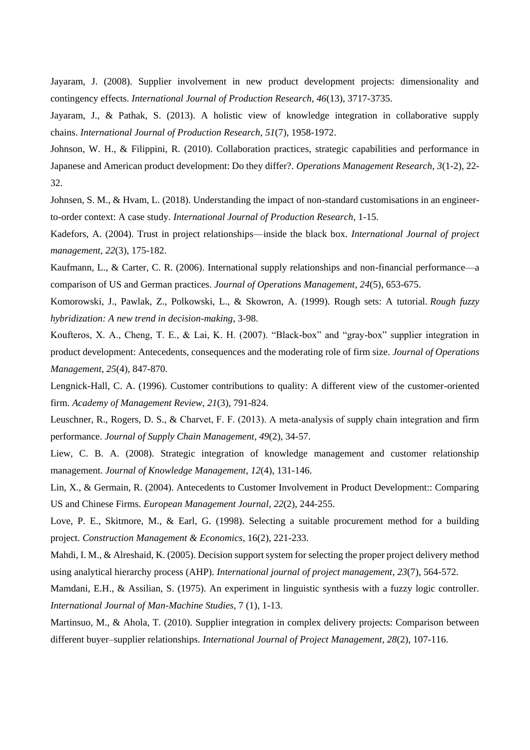Jayaram, J. (2008). Supplier involvement in new product development projects: dimensionality and contingency effects. *International Journal of Production Research*, *46*(13), 3717-3735.

Jayaram, J., & Pathak, S. (2013). A holistic view of knowledge integration in collaborative supply chains. *International Journal of Production Research*, *51*(7), 1958-1972.

Johnson, W. H., & Filippini, R. (2010). Collaboration practices, strategic capabilities and performance in Japanese and American product development: Do they differ?. *Operations Management Research*, *3*(1-2), 22-32.

Johnsen, S. M., & Hvam, L. (2018). Understanding the impact of non-standard customisations in an engineer-to-order context: A case study. *International Journal of Production Research*, 1-15.

Kadefors, A. (2004). Trust in project relationships—inside the black box. *International Journal of project management*, *22*(3), 175-182.

Kaufmann, L., & Carter, C. R. (2006). International supply relationships and non-financial performance—a comparison of US and German practices. *Journal of Operations Management*, *24*(5), 653-675.

Komorowski, J., Pawlak, Z., Polkowski, L., & Skowron, A. (1999). Rough sets: A tutorial. *Rough fuzzy hybridization: A new trend in decision-making*, 3-98.

Koufteros, X. A., Cheng, T. E., & Lai, K. H. (2007). "Black-box" and "gray-box" supplier integration in product development: Antecedents, consequences and the moderating role of firm size. *Journal of Operations Management*, *25*(4), 847-870.

Lengnick-Hall, C. A. (1996). Customer contributions to quality: A different view of the customer-oriented firm. *Academy of Management Review*, *21*(3), 791-824.

Leuschner, R., Rogers, D. S., & Charvet, F. F. (2013). A meta-analysis of supply chain integration and firm performance. *Journal of Supply Chain Management*, *49*(2), 34-57.

Liew, C. B. A. (2008). Strategic integration of knowledge management and customer relationship management. *Journal of Knowledge Management*, *12*(4), 131-146.

Lin, X., & Germain, R. (2004). Antecedents to Customer Involvement in Product Development:: Comparing US and Chinese Firms. *European Management Journal*, *22*(2), 244-255.

Love, P. E., Skitmore, M., & Earl, G. (1998). Selecting a suitable procurement method for a building project. *Construction Management & Economics*, 16(2), 221-233.

Mahdi, I. M., & Alreshaid, K. (2005). Decision support system for selecting the proper project delivery method using analytical hierarchy process (AHP). *International journal of project management*, *23*(7), 564-572.

Mamdani, E.H., & Assilian, S. (1975). An experiment in linguistic synthesis with a fuzzy logic controller. *International Journal of Man-Machine Studies*, 7 (1), 1-13.

Martinsuo, M., & Ahola, T. (2010). Supplier integration in complex delivery projects: Comparison between different buyer–supplier relationships. *International Journal of Project Management*, *28*(2), 107-116.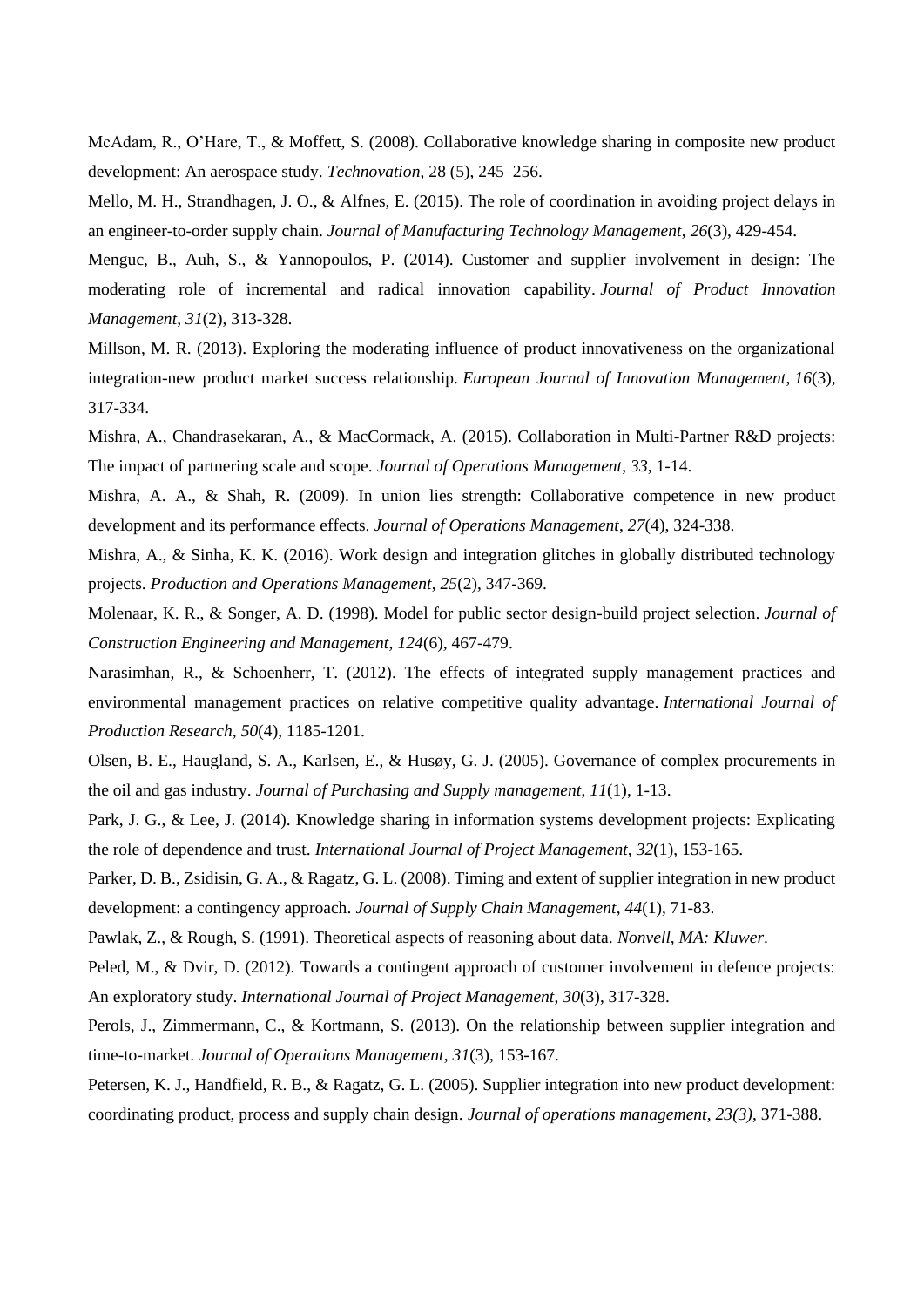McAdam, R., O'Hare, T., & Moffett, S. (2008). Collaborative knowledge sharing in composite new product development: An aerospace study. *Technovation*, 28 (5), 245–256.

Mello, M. H., Strandhagen, J. O., & Alfnes, E. (2015). The role of coordination in avoiding project delays in an engineer-to-order supply chain. *Journal of Manufacturing Technology Management*, *26*(3), 429-454.

Menguc, B., Auh, S., & Yannopoulos, P. (2014). Customer and supplier involvement in design: The moderating role of incremental and radical innovation capability. *Journal of Product Innovation Management*, *31*(2), 313-328.

Millson, M. R. (2013). Exploring the moderating influence of product innovativeness on the organizational integration-new product market success relationship. *European Journal of Innovation Management*, *16*(3), 317-334.

Mishra, A., Chandrasekaran, A., & MacCormack, A. (2015). Collaboration in Multi-Partner R&D projects: The impact of partnering scale and scope. *Journal of Operations Management*, *33*, 1-14.

Mishra, A. A., & Shah, R. (2009). In union lies strength: Collaborative competence in new product development and its performance effects. *Journal of Operations Management*, *27*(4), 324-338.

Mishra, A., & Sinha, K. K. (2016). Work design and integration glitches in globally distributed technology projects. *Production and Operations Management*, *25*(2), 347-369.

Molenaar, K. R., & Songer, A. D. (1998). Model for public sector design-build project selection. *Journal of Construction Engineering and Management*, *124*(6), 467-479.

Narasimhan, R., & Schoenherr, T. (2012). The effects of integrated supply management practices and environmental management practices on relative competitive quality advantage. *International Journal of Production Research*, *50*(4), 1185-1201.

Olsen, B. E., Haugland, S. A., Karlsen, E., & Husøy, G. J. (2005). Governance of complex procurements in the oil and gas industry. *Journal of Purchasing and Supply management*, *11*(1), 1-13.

Park, J. G., & Lee, J. (2014). Knowledge sharing in information systems development projects: Explicating the role of dependence and trust. *International Journal of Project Management*, *32*(1), 153-165.

Parker, D. B., Zsidisin, G. A., & Ragatz, G. L. (2008). Timing and extent of supplier integration in new product development: a contingency approach. *Journal of Supply Chain Management*, *44*(1), 71-83.

Pawlak, Z., & Rough, S. (1991). Theoretical aspects of reasoning about data. *Nonvell, MA: Kluwer*.

Peled, M., & Dvir, D. (2012). Towards a contingent approach of customer involvement in defence projects: An exploratory study. *International Journal of Project Management*, *30*(3), 317-328.

Perols, J., Zimmermann, C., & Kortmann, S. (2013). On the relationship between supplier integration and time-to-market. *Journal of Operations Management*, *31*(3), 153-167.

Petersen, K. J., Handfield, R. B., & Ragatz, G. L. (2005). Supplier integration into new product development: coordinating product, process and supply chain design. *Journal of operations management*, *23(3)*, 371-388.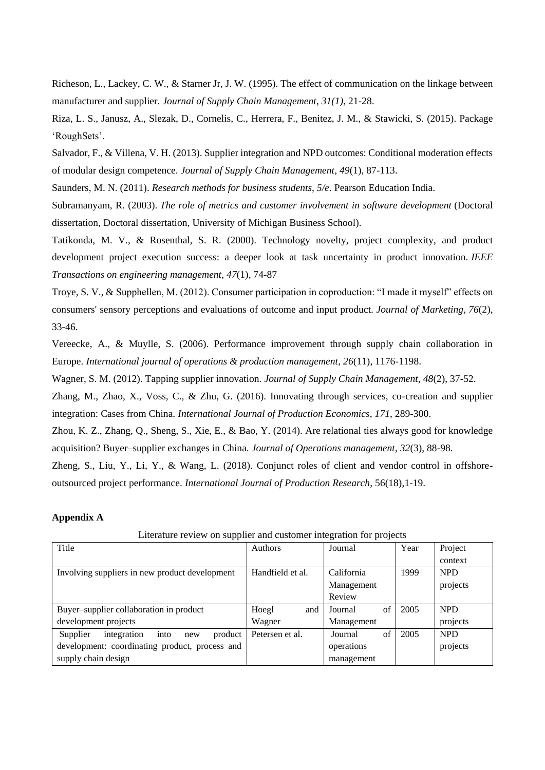Richeson, L., Lackey, C. W., & Starner Jr, J. W. (1995). The effect of communication on the linkage between manufacturer and supplier. *Journal of Supply Chain Management*, *31(1)*, 21-28.

Riza, L. S., Janusz, A., Slezak, D., Cornelis, C., Herrera, F., Benitez, J. M., & Stawicki, S. (2015). Package 'RoughSets'.

Salvador, F., & Villena, V. H. (2013). Supplier integration and NPD outcomes: Conditional moderation effects of modular design competence. *Journal of Supply Chain Management*, *49*(1), 87-113.

Saunders, M. N. (2011). *Research methods for business students, 5/e*. Pearson Education India.

Subramanyam, R. (2003). *The role of metrics and customer involvement in software development* (Doctoral dissertation, Doctoral dissertation, University of Michigan Business School).

Tatikonda, M. V., & Rosenthal, S. R. (2000). Technology novelty, project complexity, and product development project execution success: a deeper look at task uncertainty in product innovation. *IEEE Transactions on engineering management*, *47*(1), 74-87

Troye, S. V., & Supphellen, M. (2012). Consumer participation in coproduction: "I made it myself" effects on consumers' sensory perceptions and evaluations of outcome and input product. *Journal of Marketing*, *76*(2), 33-46.

Vereecke, A., & Muylle, S. (2006). Performance improvement through supply chain collaboration in Europe. *International journal of operations & production management*, *26*(11), 1176-1198.

Wagner, S. M. (2012). Tapping supplier innovation. *Journal of Supply Chain Management*, *48*(2), 37-52.

Zhang, M., Zhao, X., Voss, C., & Zhu, G. (2016). Innovating through services, co-creation and supplier integration: Cases from China. *International Journal of Production Economics*, *171*, 289-300.

Zhou, K. Z., Zhang, Q., Sheng, S., Xie, E., & Bao, Y. (2014). Are relational ties always good for knowledge acquisition? Buyer–supplier exchanges in China. *Journal of Operations management*, *32*(3), 88-98.

Zheng, S., Liu, Y., Li, Y., & Wang, L. (2018). Conjunct roles of client and vendor control in offshore-outsourced project performance. *International Journal of Production Research*, 56(18),1-19.

**Appendix A**

Literature review on supplier and customer integration for projects

| Title | Authors | Journal | Year | Project context |
|---|---|---|---|---|
| Involving suppliers in new product development | Handfield et al. | California Management Review | 1999 | NPD projects |
| Buyer–supplier collaboration in product development projects | Hoegl and Wagner | Journal of Management | 2005 | NPD projects |
| Supplier integration into new product development: coordinating product, process and supply chain design | Petersen et al. | Journal of operations management | 2005 | NPD projects |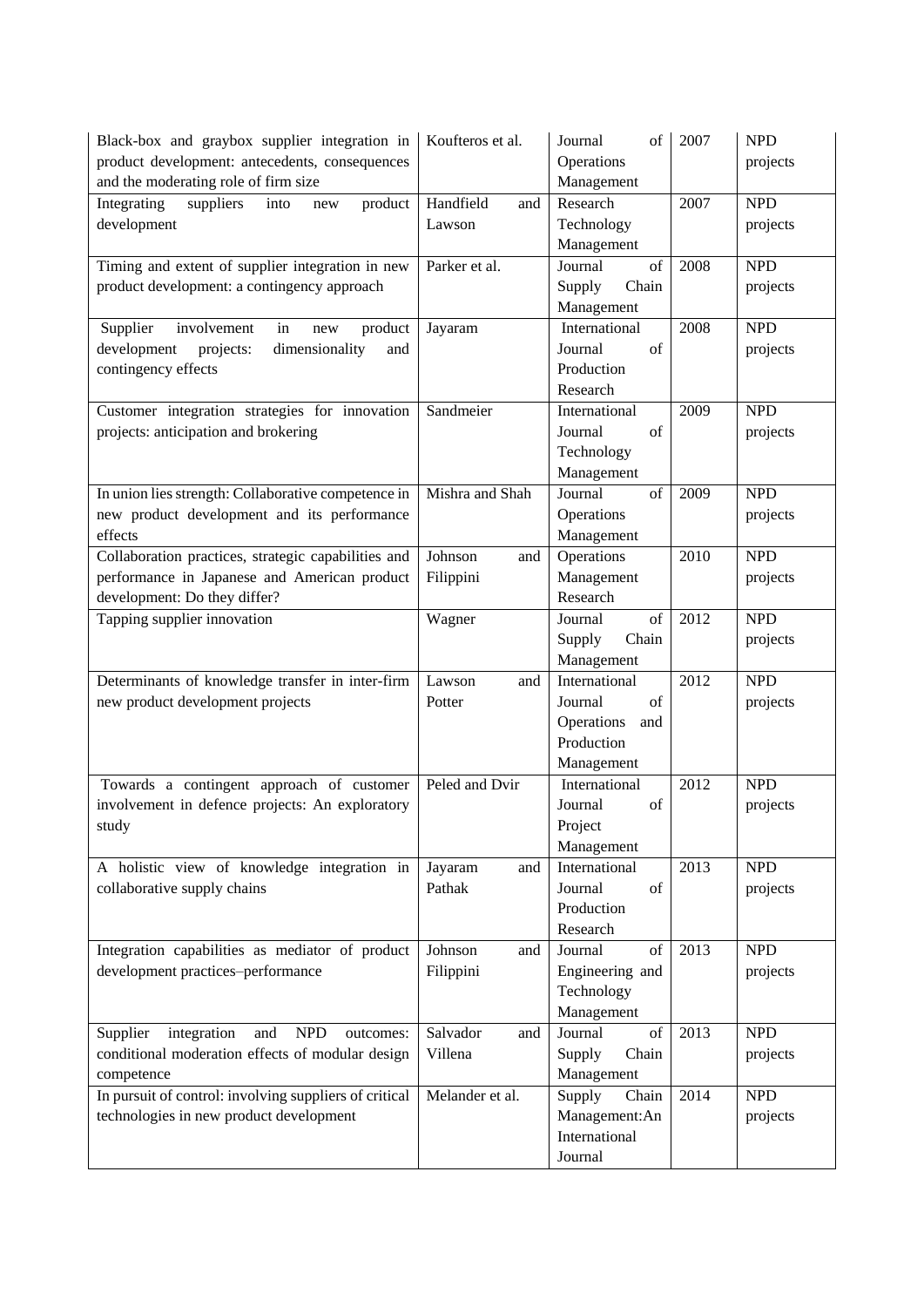| Black-box and graybox supplier integration in product development: antecedents, consequences and the moderating role of firm size | Koufteros et al. | Journal of Operations Management | 2007 | NPD projects |
|---|---|---|---|---|
| Integrating suppliers into new product development | Handfield and Lawson | Research Technology Management | 2007 | NPD projects |
| Timing and extent of supplier integration in new product development: a contingency approach | Parker et al. | Journal of Supply Chain Management | 2008 | NPD projects |
| Supplier involvement in new product development projects: dimensionality and contingency effects | Jayaram | International Journal of Production Research | 2008 | NPD projects |
| Customer integration strategies for innovation projects: anticipation and brokering | Sandmeier | International Journal of Technology Management | 2009 | NPD projects |
| In union lies strength: Collaborative competence in new product development and its performance effects | Mishra and Shah | Journal of Operations Management | 2009 | NPD projects |
| Collaboration practices, strategic capabilities and performance in Japanese and American product development: Do they differ? | Johnson and Filippini | Operations Management Research | 2010 | NPD projects |
| Tapping supplier innovation | Wagner | Journal of Supply Chain Management | 2012 | NPD projects |
| Determinants of knowledge transfer in inter-firm new product development projects | Lawson and Potter | International Journal of Operations and Production Management | 2012 | NPD projects |
| Towards a contingent approach of customer involvement in defence projects: An exploratory study | Peled and Dvir | International Journal of Project Management | 2012 | NPD projects |
| A holistic view of knowledge integration in collaborative supply chains | Jayaram and Pathak | International Journal of Production Research | 2013 | NPD projects |
| Integration capabilities as mediator of product development practices–performance | Johnson and Filippini | Journal of Engineering and Technology Management | 2013 | NPD projects |
| Supplier integration and NPD outcomes: conditional moderation effects of modular design competence | Salvador and Villena | Journal of Supply Chain Management | 2013 | NPD projects |
| In pursuit of control: involving suppliers of critical technologies in new product development | Melander et al. | Supply Chain Management:An International Journal | 2014 | NPD projects |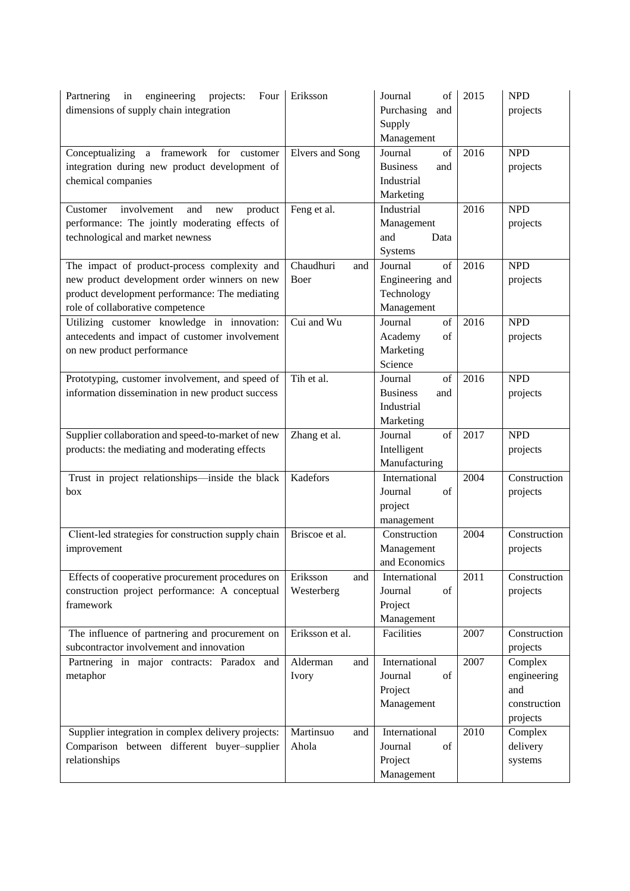| | | | | |
|---|---|---|---|---|
| Partnering in engineering projects: Four dimensions of supply chain integration | Eriksson | Journal of Purchasing and Supply Management | 2015 | NPD projects |
| Conceptualizing a framework for customer integration during new product development of chemical companies | Elvers and Song | Journal of Business and Industrial Marketing | 2016 | NPD projects |
| Customer involvement and new product performance: The jointly moderating effects of technological and market newness | Feng et al. | Industrial Management and Data Systems | 2016 | NPD projects |
| The impact of product-process complexity and new product development order winners on new product development performance: The mediating role of collaborative competence | Chaudhuri and Boer | Journal of Engineering and Technology Management | 2016 | NPD projects |
| Utilizing customer knowledge in innovation: antecedents and impact of customer involvement on new product performance | Cui and Wu | Journal of Academy of Marketing Science | 2016 | NPD projects |
| Prototyping, customer involvement, and speed of information dissemination in new product success | Tih et al. | Journal of Business and Industrial Marketing | 2016 | NPD projects |
| Supplier collaboration and speed-to-market of new products: the mediating and moderating effects | Zhang et al. | Journal of Intelligent Manufacturing | 2017 | NPD projects |
| Trust in project relationships—inside the black box | Kadefors | International Journal of project management | 2004 | Construction projects |
| Client-led strategies for construction supply chain improvement | Briscoe et al. | Construction Management and Economics | 2004 | Construction projects |
| Effects of cooperative procurement procedures on construction project performance: A conceptual framework | Eriksson and Westerberg | International Journal of Project Management | 2011 | Construction projects |
| The influence of partnering and procurement on subcontractor involvement and innovation | Eriksson et al. | Facilities | 2007 | Construction projects |
| Partnering in major contracts: Paradox and metaphor | Alderman and Ivory | International Journal of Project Management | 2007 | Complex engineering and construction projects |
| Supplier integration in complex delivery projects: Comparison between different buyer–supplier relationships | Martinsuo and Ahola | International Journal of Project Management | 2010 | Complex delivery systems |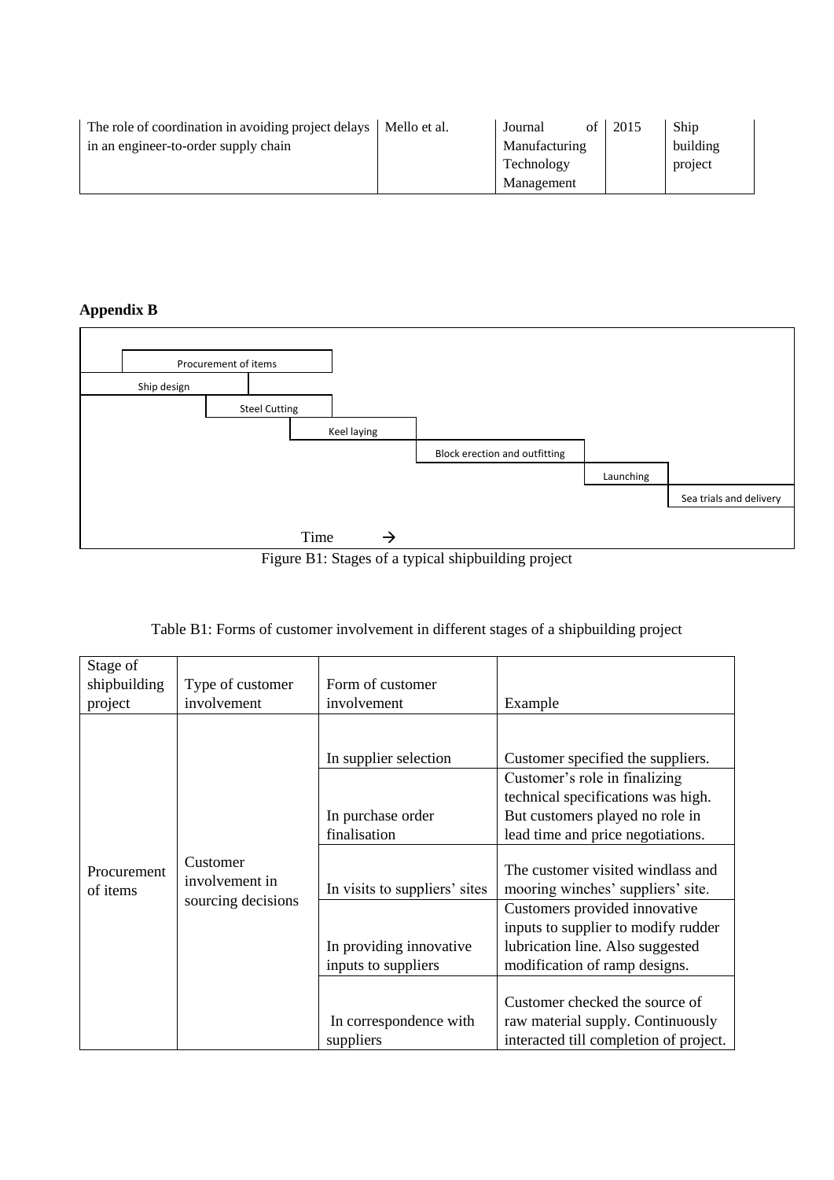| The role of coordination in avoiding project delays in an engineer-to-order supply chain | Mello et al. | Journal of Manufacturing Technology Management | 2015 | Ship building project |
|---|---|---|---|---|

**Appendix B**

| Stage | |
|---|---|
| Procurement of items | |
| Ship design | |
| Steel Cutting | |
| Keel laying | |
| Block erection and outfitting | |
| Launching | |
| Sea trials and delivery | |

Time →

Figure B1: Stages of a typical shipbuilding project

Table B1: Forms of customer involvement in different stages of a shipbuilding project

| Stage of shipbuilding project | Type of customer involvement | Form of customer involvement | Example |
|---|---|---|---|
| Procurement of items | Customer involvement in sourcing decisions | In supplier selection | Customer specified the suppliers. |
| | | In purchase order finalisation | Customer's role in finalizing technical specifications was high. But customers played no role in lead time and price negotiations. |
| | | In visits to suppliers' sites | The customer visited windlass and mooring winches' suppliers' site. |
| | | In providing innovative inputs to suppliers | Customers provided innovative inputs to supplier to modify rudder lubrication line. Also suggested modification of ramp designs. |
| | | In correspondence with suppliers | Customer checked the source of raw material supply. Continuously interacted till completion of project. |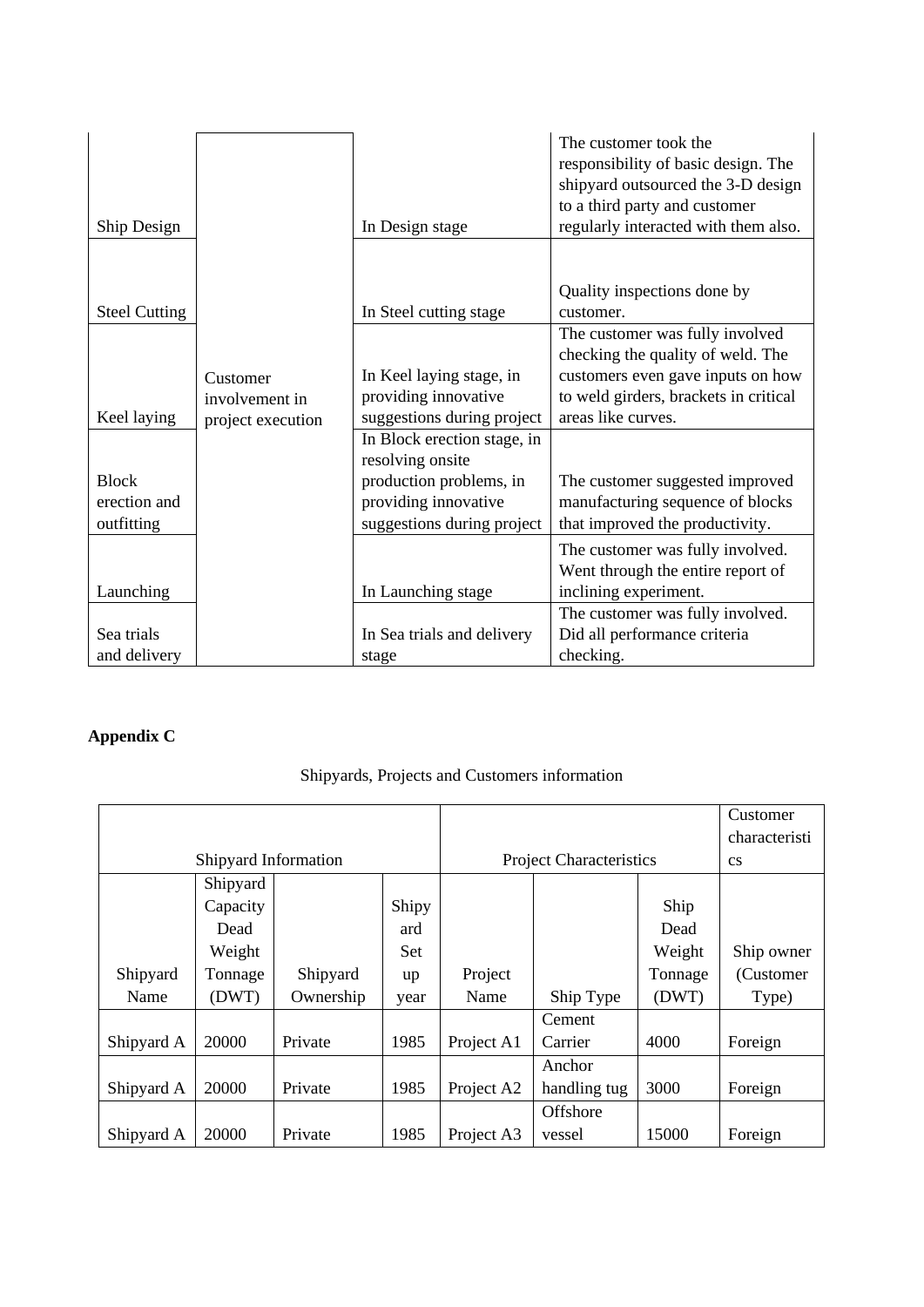| | | | |
|---|---|---|---|
| Ship Design | Customer involvement in project execution | In Design stage | The customer took the responsibility of basic design. The shipyard outsourced the 3-D design to a third party and customer regularly interacted with them also. |
| Steel Cutting | | In Steel cutting stage | Quality inspections done by customer. |
| Keel laying | | In Keel laying stage, in providing innovative suggestions during project | The customer was fully involved checking the quality of weld. The customers even gave inputs on how to weld girders, brackets in critical areas like curves. |
| Block erection and outfitting | | In Block erection stage, in resolving onsite production problems, in providing innovative suggestions during project | The customer suggested improved manufacturing sequence of blocks that improved the productivity. |
| Launching | | In Launching stage | The customer was fully involved. Went through the entire report of inclining experiment. |
| Sea trials and delivery | | In Sea trials and delivery stage | The customer was fully involved. Did all performance criteria checking. |

**Appendix C**

Shipyards, Projects and Customers information

| Shipyard Information | | | | Project Characteristics | | | Customer characteristics |
|---|---|---|---|---|---|---|---|
| Shipyard Name | Shipyard Capacity Dead Weight Tonnage (DWT) | Shipyard Ownership | Shipyard Set up year | Project Name | Ship Type | Ship Dead Weight Tonnage (DWT) | Ship owner (Customer Type) |
| Shipyard A | 20000 | Private | 1985 | Project A1 | Cement Carrier | 4000 | Foreign |
| Shipyard A | 20000 | Private | 1985 | Project A2 | Anchor handling tug | 3000 | Foreign |
| Shipyard A | 20000 | Private | 1985 | Project A3 | Offshore vessel | 15000 | Foreign |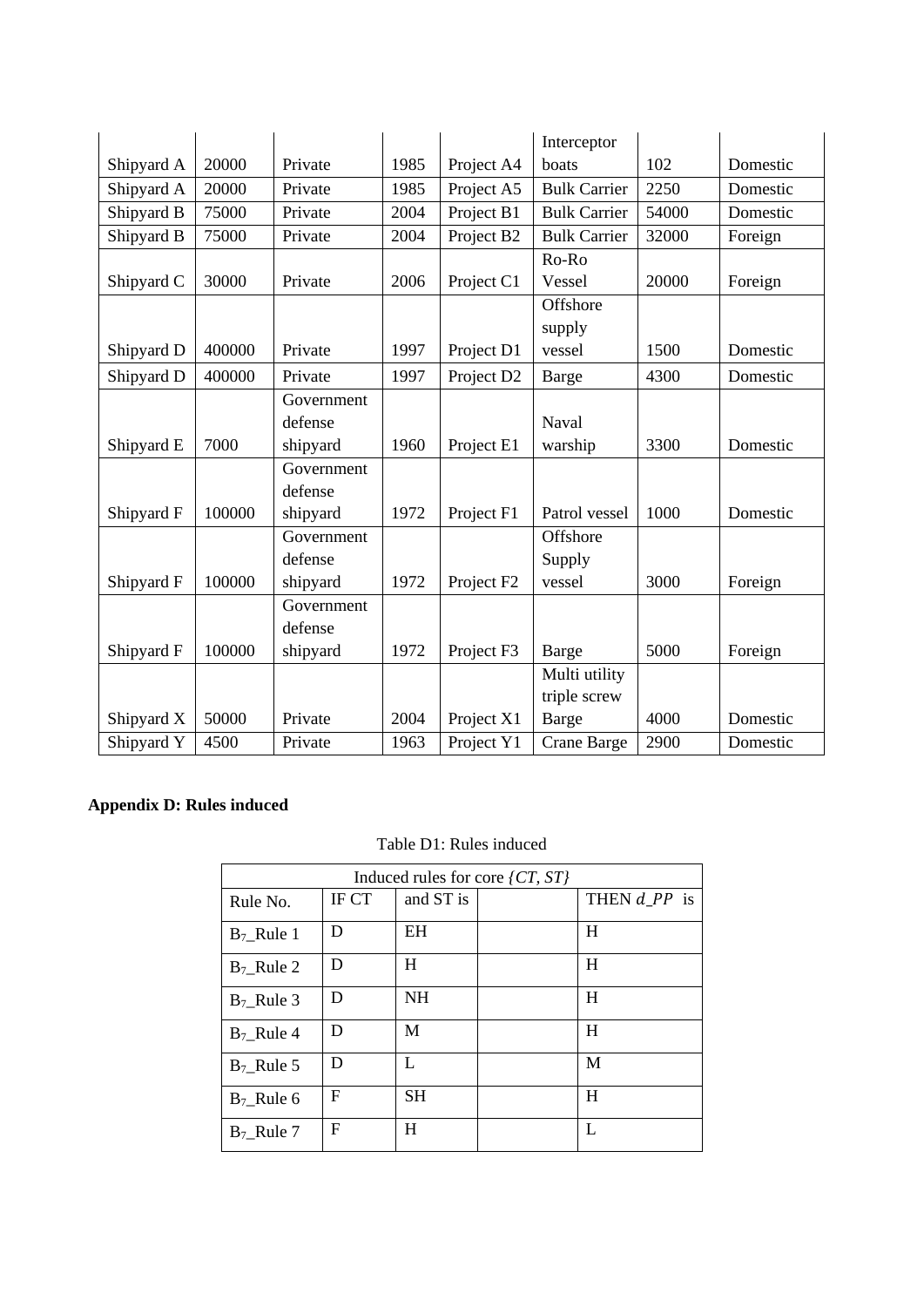| Shipyard A | 20000 | Private | 1985 | Project A4 | Interceptor boats | 102 | Domestic |
|---|---|---|---|---|---|---|---|
| Shipyard A | 20000 | Private | 1985 | Project A5 | Bulk Carrier | 2250 | Domestic |
| Shipyard B | 75000 | Private | 2004 | Project B1 | Bulk Carrier | 54000 | Domestic |
| Shipyard B | 75000 | Private | 2004 | Project B2 | Bulk Carrier | 32000 | Foreign |
| Shipyard C | 30000 | Private | 2006 | Project C1 | Ro-Ro Vessel | 20000 | Foreign |
| Shipyard D | 400000 | Private | 1997 | Project D1 | Offshore supply vessel | 1500 | Domestic |
| Shipyard D | 400000 | Private | 1997 | Project D2 | Barge | 4300 | Domestic |
| Shipyard E | 7000 | Government defense shipyard | 1960 | Project E1 | Naval warship | 3300 | Domestic |
| Shipyard F | 100000 | Government defense shipyard | 1972 | Project F1 | Patrol vessel | 1000 | Domestic |
| Shipyard F | 100000 | Government defense shipyard | 1972 | Project F2 | Offshore Supply vessel | 3000 | Foreign |
| Shipyard F | 100000 | Government defense shipyard | 1972 | Project F3 | Barge | 5000 | Foreign |
| Shipyard X | 50000 | Private | 2004 | Project X1 | Multi utility triple screw Barge | 4000 | Domestic |
| Shipyard Y | 4500 | Private | 1963 | Project Y1 | Crane Barge | 2900 | Domestic |

**Appendix D: Rules induced**

Table D1: Rules induced

| Induced rules for core *{CT, ST}* | | | | |
|---|---|---|---|---|
| Rule No. | IF CT | and ST is | | THEN $d\_PP$ is |
| $B_7$_Rule 1 | D | EH | | H |
| $B_7$_Rule 2 | D | H | | H |
| $B_7$_Rule 3 | D | NH | | H |
| $B_7$_Rule 4 | D | M | | H |
| $B_7$_Rule 5 | D | L | | M |
| $B_7$_Rule 6 | F | SH | | H |
| $B_7$_Rule 7 | F | H | | L |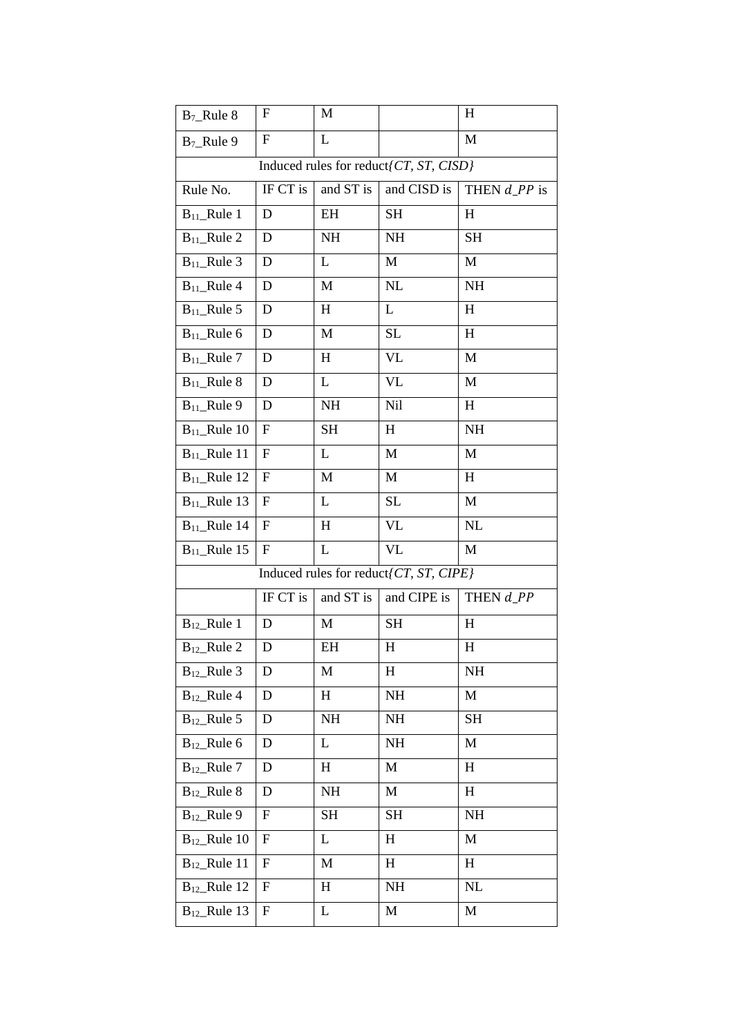| | | | | |
|---|---|---|---|---|
| $B_7$_Rule 8 | F | M | | H |
| $B_7$_Rule 9 | F | L | | M |
| Induced rules for reduct{*CT, ST, CISD*} | | | | |
| Rule No. | IF CT is | and ST is | and CISD is | THEN *d_PP* is |
| $B_{11}$_Rule 1 | D | EH | SH | H |
| $B_{11}$_Rule 2 | D | NH | NH | SH |
| $B_{11}$_Rule 3 | D | L | M | M |
| $B_{11}$_Rule 4 | D | M | NL | NH |
| $B_{11}$_Rule 5 | D | H | L | H |
| $B_{11}$_Rule 6 | D | M | SL | H |
| $B_{11}$_Rule 7 | D | H | VL | M |
| $B_{11}$_Rule 8 | D | L | VL | M |
| $B_{11}$_Rule 9 | D | NH | Nil | H |
| $B_{11}$_Rule 10 | F | SH | H | NH |
| $B_{11}$_Rule 11 | F | L | M | M |
| $B_{11}$_Rule 12 | F | M | M | H |
| $B_{11}$_Rule 13 | F | L | SL | M |
| $B_{11}$_Rule 14 | F | H | VL | NL |
| $B_{11}$_Rule 15 | F | L | VL | M |
| Induced rules for reduct{*CT, ST, CIPE*} | | | | |
| | IF CT is | and ST is | and CIPE is | THEN *d_PP* |
| $B_{12}$_Rule 1 | D | M | SH | H |
| $B_{12}$_Rule 2 | D | EH | H | H |
| $B_{12}$_Rule 3 | D | M | H | NH |
| $B_{12}$_Rule 4 | D | H | NH | M |
| $B_{12}$_Rule 5 | D | NH | NH | SH |
| $B_{12}$_Rule 6 | D | L | NH | M |
| $B_{12}$_Rule 7 | D | H | M | H |
| $B_{12}$_Rule 8 | D | NH | M | H |
| $B_{12}$_Rule 9 | F | SH | SH | NH |
| $B_{12}$_Rule 10 | F | L | H | M |
| $B_{12}$_Rule 11 | F | M | H | H |
| $B_{12}$_Rule 12 | F | H | NH | NL |
| $B_{12}$_Rule 13 | F | L | M | M |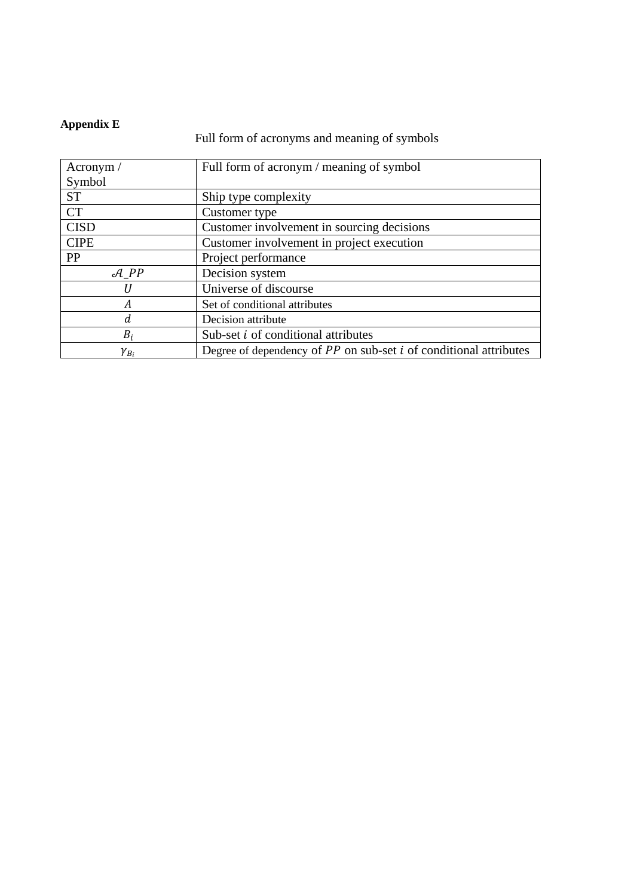**Appendix E**

Full form of acronyms and meaning of symbols

| Acronym / Symbol | Full form of acronym / meaning of symbol |
|---|---|
| ST | Ship type complexity |
| CT | Customer type |
| CISD | Customer involvement in sourcing decisions |
| CIPE | Customer involvement in project execution |
| PP | Project performance |
| $\mathcal{A}\_PP$ | Decision system |
| $U$ | Universe of discourse |
| $A$ | Set of conditional attributes |
| $d$ | Decision attribute |
| $B_i$ | Sub-set $i$ of conditional attributes |
| $\gamma_{B_i}$ | Degree of dependency of $PP$ on sub-set $i$ of conditional attributes |